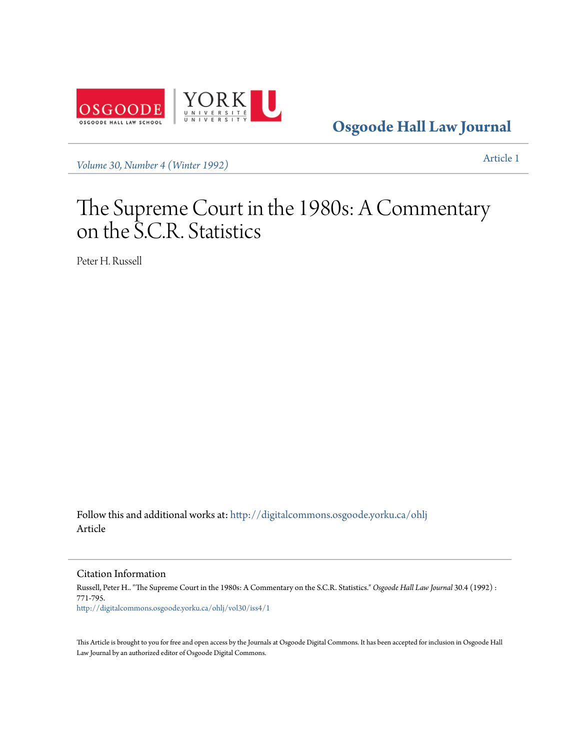Osgoode Hall Law Journal

*Volume 30, Number 4 (Winter 1992)*

Article 1

# The Supreme Court in the 1980s: A Commentary on the S.C.R. Statistics

Peter H. Russell

Follow this and additional works at: http://digitalcommons.osgoode.yorku.ca/ohlj
Article

## Citation Information

Russell, Peter H.. "The Supreme Court in the 1980s: A Commentary on the S.C.R. Statistics." *Osgoode Hall Law Journal* 30.4 (1992) : 771-795.
http://digitalcommons.osgoode.yorku.ca/ohlj/vol30/iss4/1

This Article is brought to you for free and open access by the Journals at Osgoode Digital Commons. It has been accepted for inclusion in Osgoode Hall Law Journal by an authorized editor of Osgoode Digital Commons.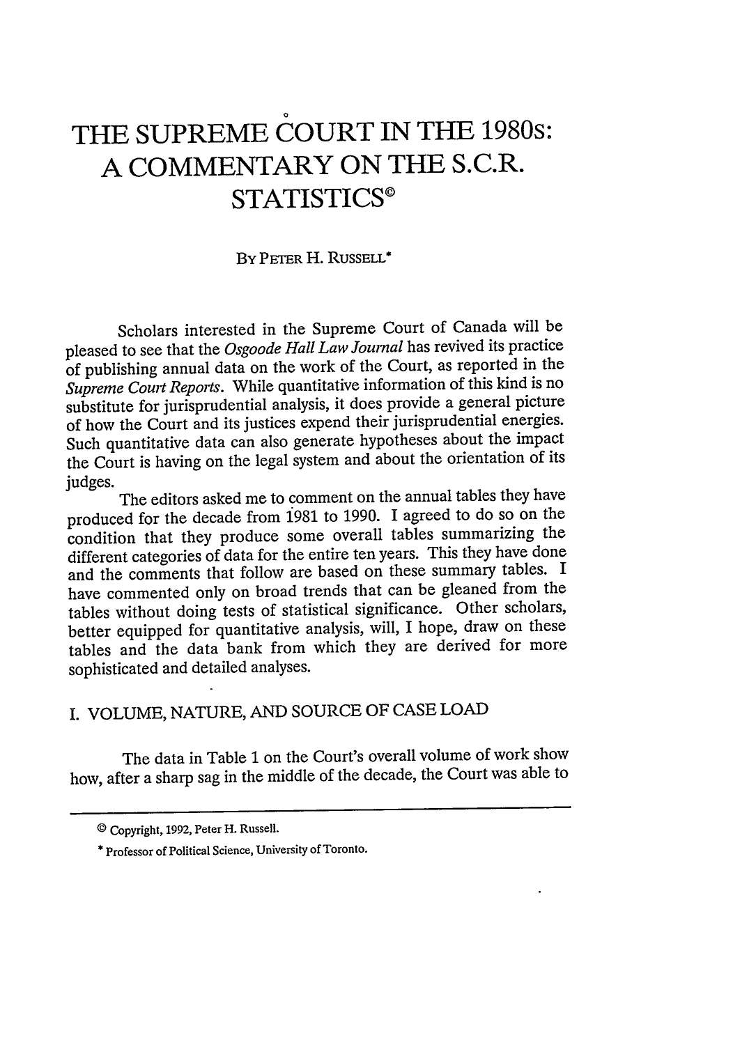# THE SUPREME COURT IN THE 1980S: A COMMENTARY ON THE S.C.R. STATISTICS©

BY PETER H. RUSSELL*

Scholars interested in the Supreme Court of Canada will be pleased to see that the *Osgoode Hall Law Journal* has revived its practice of publishing annual data on the work of the Court, as reported in the *Supreme Court Reports*. While quantitative information of this kind is no substitute for jurisprudential analysis, it does provide a general picture of how the Court and its justices expend their jurisprudential energies. Such quantitative data can also generate hypotheses about the impact the Court is having on the legal system and about the orientation of its judges.

The editors asked me to comment on the annual tables they have produced for the decade from 1981 to 1990. I agreed to do so on the condition that they produce some overall tables summarizing the different categories of data for the entire ten years. This they have done and the comments that follow are based on these summary tables. I have commented only on broad trends that can be gleaned from the tables without doing tests of statistical significance. Other scholars, better equipped for quantitative analysis, will, I hope, draw on these tables and the data bank from which they are derived for more sophisticated and detailed analyses.

## I. VOLUME, NATURE, AND SOURCE OF CASE LOAD

The data in Table 1 on the Court's overall volume of work show how, after a sharp sag in the middle of the decade, the Court was able to

© Copyright, 1992, Peter H. Russell.

* Professor of Political Science, University of Toronto.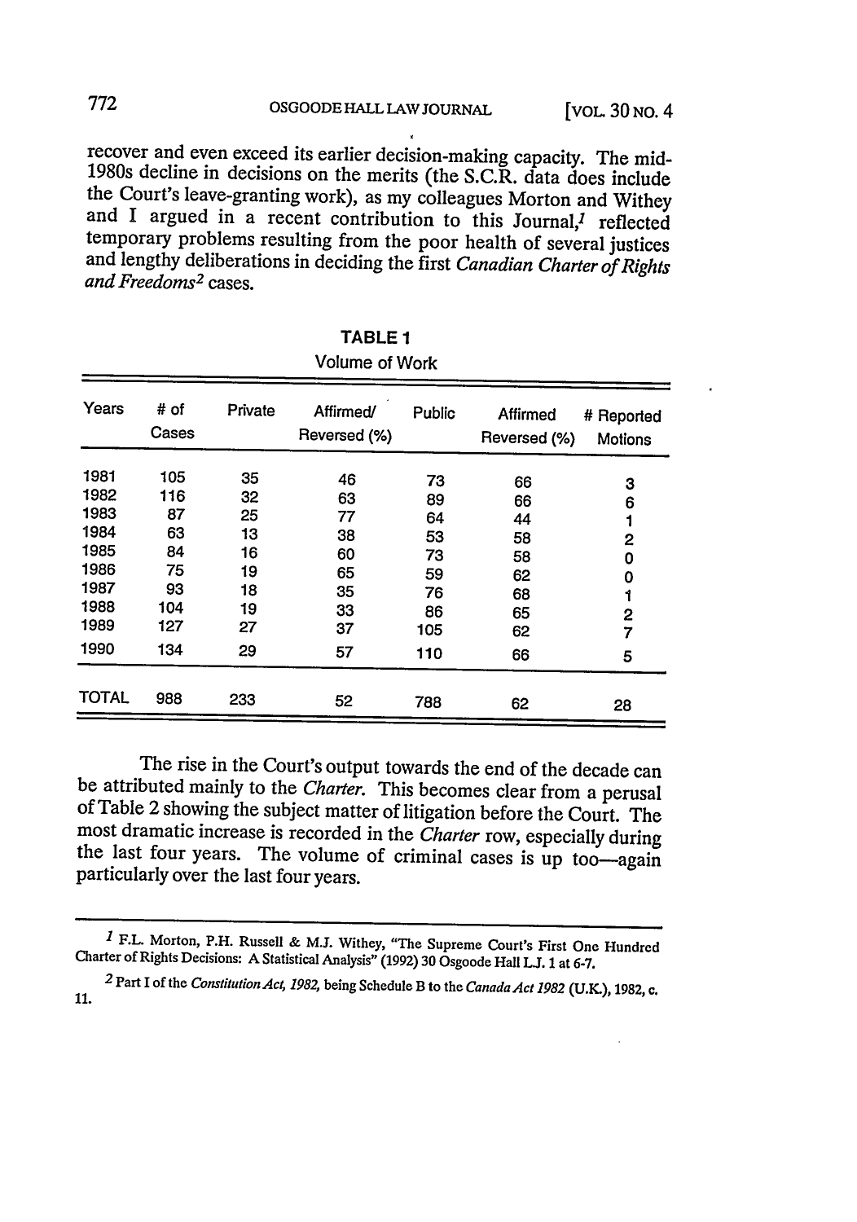recover and even exceed its earlier decision-making capacity. The mid-1980s decline in decisions on the merits (the S.C.R. data does include the Court's leave-granting work), as my colleagues Morton and Withey and I argued in a recent contribution to this Journal,[1] reflected temporary problems resulting from the poor health of several justices and lengthy deliberations in deciding the first *Canadian Charter of Rights and Freedoms*[2] cases.

**TABLE 1**
Volume of Work

| Years | # of Cases | Private | Affirmed/ Reversed (%) | Public | Affirmed Reversed (%) | # Reported Motions |
|---|---|---|---|---|---|---|
| 1981 | 105 | 35 | 46 | 73 | 66 | 3 |
| 1982 | 116 | 32 | 63 | 89 | 66 | 6 |
| 1983 | 87 | 25 | 77 | 64 | 44 | 1 |
| 1984 | 63 | 13 | 38 | 53 | 58 | 2 |
| 1985 | 84 | 16 | 60 | 73 | 58 | 0 |
| 1986 | 75 | 19 | 65 | 59 | 62 | 0 |
| 1987 | 93 | 18 | 35 | 76 | 68 | 1 |
| 1988 | 104 | 19 | 33 | 86 | 65 | 2 |
| 1989 | 127 | 27 | 37 | 105 | 62 | 7 |
| 1990 | 134 | 29 | 57 | 110 | 66 | 5 |
| TOTAL | 988 | 233 | 52 | 788 | 62 | 28 |

The rise in the Court's output towards the end of the decade can be attributed mainly to the *Charter*. This becomes clear from a perusal of Table 2 showing the subject matter of litigation before the Court. The most dramatic increase is recorded in the *Charter* row, especially during the last four years. The volume of criminal cases is up too—again particularly over the last four years.

---

[1] F.L. Morton, P.H. Russell & M.J. Withey, "The Supreme Court's First One Hundred Charter of Rights Decisions: A Statistical Analysis" (1992) 30 Osgoode Hall L.J. 1 at 6-7.

[2] Part I of the *Constitution Act, 1982*, being Schedule B to the *Canada Act 1982* (U.K.), 1982, c. 11.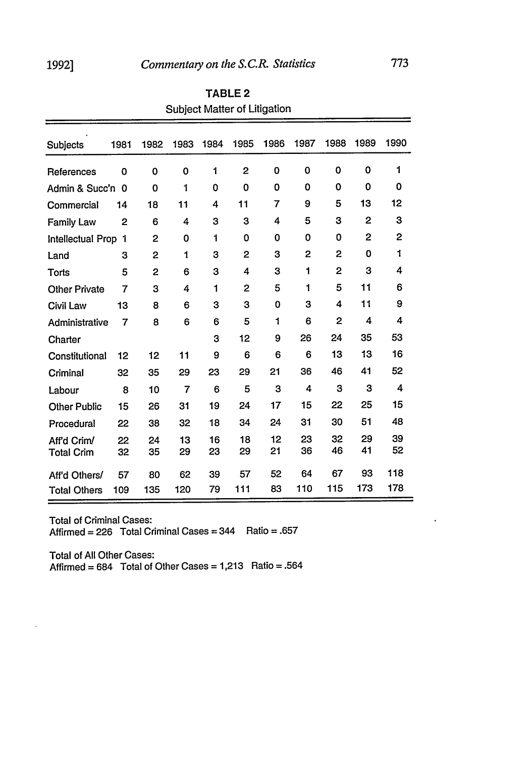**TABLE 2**

Subject Matter of Litigation

| Subjects | 1981 | 1982 | 1983 | 1984 | 1985 | 1986 | 1987 | 1988 | 1989 | 1990 |
|---|---|---|---|---|---|---|---|---|---|---|
| References | 0 | 0 | 0 | 1 | 2 | 0 | 0 | 0 | 0 | 1 |
| Admin & Succ'n | 0 | 0 | 1 | 0 | 0 | 0 | 0 | 0 | 0 | 0 |
| Commercial | 14 | 18 | 11 | 4 | 11 | 7 | 9 | 5 | 13 | 12 |
| Family Law | 2 | 6 | 4 | 3 | 3 | 4 | 5 | 3 | 2 | 3 |
| Intellectual Prop | 1 | 2 | 0 | 1 | 0 | 0 | 0 | 0 | 2 | 2 |
| Land | 3 | 2 | 1 | 3 | 2 | 3 | 2 | 2 | 0 | 1 |
| Torts | 5 | 2 | 6 | 3 | 4 | 3 | 1 | 2 | 3 | 4 |
| Other Private | 7 | 3 | 4 | 1 | 2 | 5 | 1 | 5 | 11 | 6 |
| Civil Law | 13 | 8 | 6 | 3 | 3 | 0 | 3 | 4 | 11 | 9 |
| Administrative | 7 | 8 | 6 | 6 | 5 | 1 | 6 | 2 | 4 | 4 |
| Charter | | | | 3 | 12 | 9 | 26 | 24 | 35 | 53 |
| Constitutional | 12 | 12 | 11 | 9 | 6 | 6 | 6 | 13 | 13 | 16 |
| Criminal | 32 | 35 | 29 | 23 | 29 | 21 | 36 | 46 | 41 | 52 |
| Labour | 8 | 10 | 7 | 6 | 5 | 3 | 4 | 3 | 3 | 4 |
| Other Public | 15 | 26 | 31 | 19 | 24 | 17 | 15 | 22 | 25 | 15 |
| Procedural | 22 | 38 | 32 | 18 | 34 | 24 | 31 | 30 | 51 | 48 |
| Aff'd Crim/ | 22 | 24 | 13 | 16 | 18 | 12 | 23 | 32 | 29 | 39 |
| Total Crim | 32 | 35 | 29 | 23 | 29 | 21 | 36 | 46 | 41 | 52 |
| Aff'd Others/ | 57 | 80 | 62 | 39 | 57 | 52 | 64 | 67 | 93 | 118 |
| Total Others | 109 | 135 | 120 | 79 | 111 | 83 | 110 | 115 | 173 | 178 |

Total of Criminal Cases:
Affirmed = 226 Total Criminal Cases = 344 Ratio = .657

Total of All Other Cases:
Affirmed = 684 Total of Other Cases = 1,213 Ratio = .564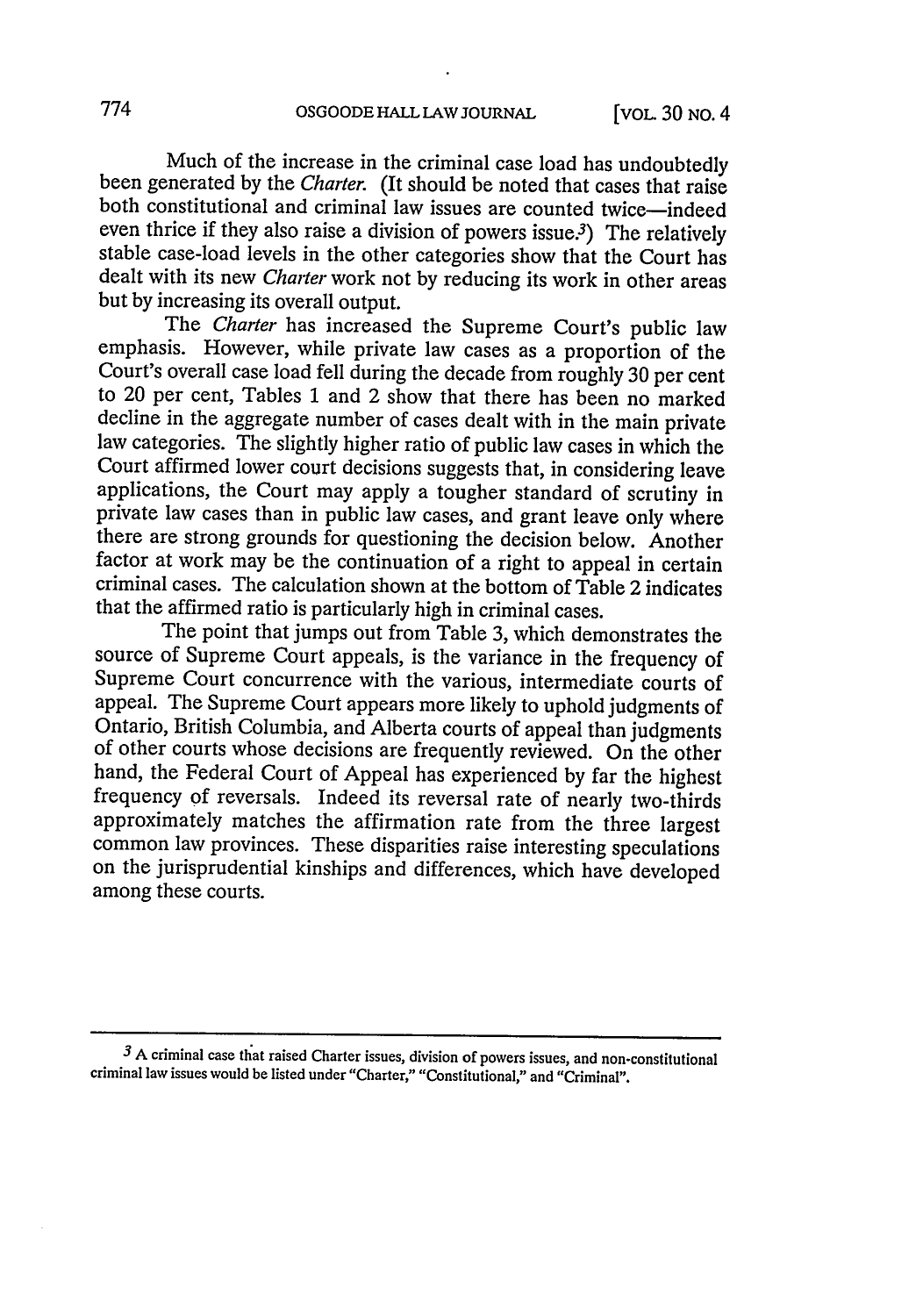Much of the increase in the criminal case load has undoubtedly been generated by the *Charter*. (It should be noted that cases that raise both constitutional and criminal law issues are counted twice—indeed even thrice if they also raise a division of powers issue.[3]) The relatively stable case-load levels in the other categories show that the Court has dealt with its new *Charter* work not by reducing its work in other areas but by increasing its overall output.

The *Charter* has increased the Supreme Court's public law emphasis. However, while private law cases as a proportion of the Court's overall case load fell during the decade from roughly 30 per cent to 20 per cent, Tables 1 and 2 show that there has been no marked decline in the aggregate number of cases dealt with in the main private law categories. The slightly higher ratio of public law cases in which the Court affirmed lower court decisions suggests that, in considering leave applications, the Court may apply a tougher standard of scrutiny in private law cases than in public law cases, and grant leave only where there are strong grounds for questioning the decision below. Another factor at work may be the continuation of a right to appeal in certain criminal cases. The calculation shown at the bottom of Table 2 indicates that the affirmed ratio is particularly high in criminal cases.

The point that jumps out from Table 3, which demonstrates the source of Supreme Court appeals, is the variance in the frequency of Supreme Court concurrence with the various, intermediate courts of appeal. The Supreme Court appears more likely to uphold judgments of Ontario, British Columbia, and Alberta courts of appeal than judgments of other courts whose decisions are frequently reviewed. On the other hand, the Federal Court of Appeal has experienced by far the highest frequency of reversals. Indeed its reversal rate of nearly two-thirds approximately matches the affirmation rate from the three largest common law provinces. These disparities raise interesting speculations on the jurisprudential kinships and differences, which have developed among these courts.

---

[3] A criminal case that raised Charter issues, division of powers issues, and non-constitutional criminal law issues would be listed under "Charter," "Constitutional," and "Criminal".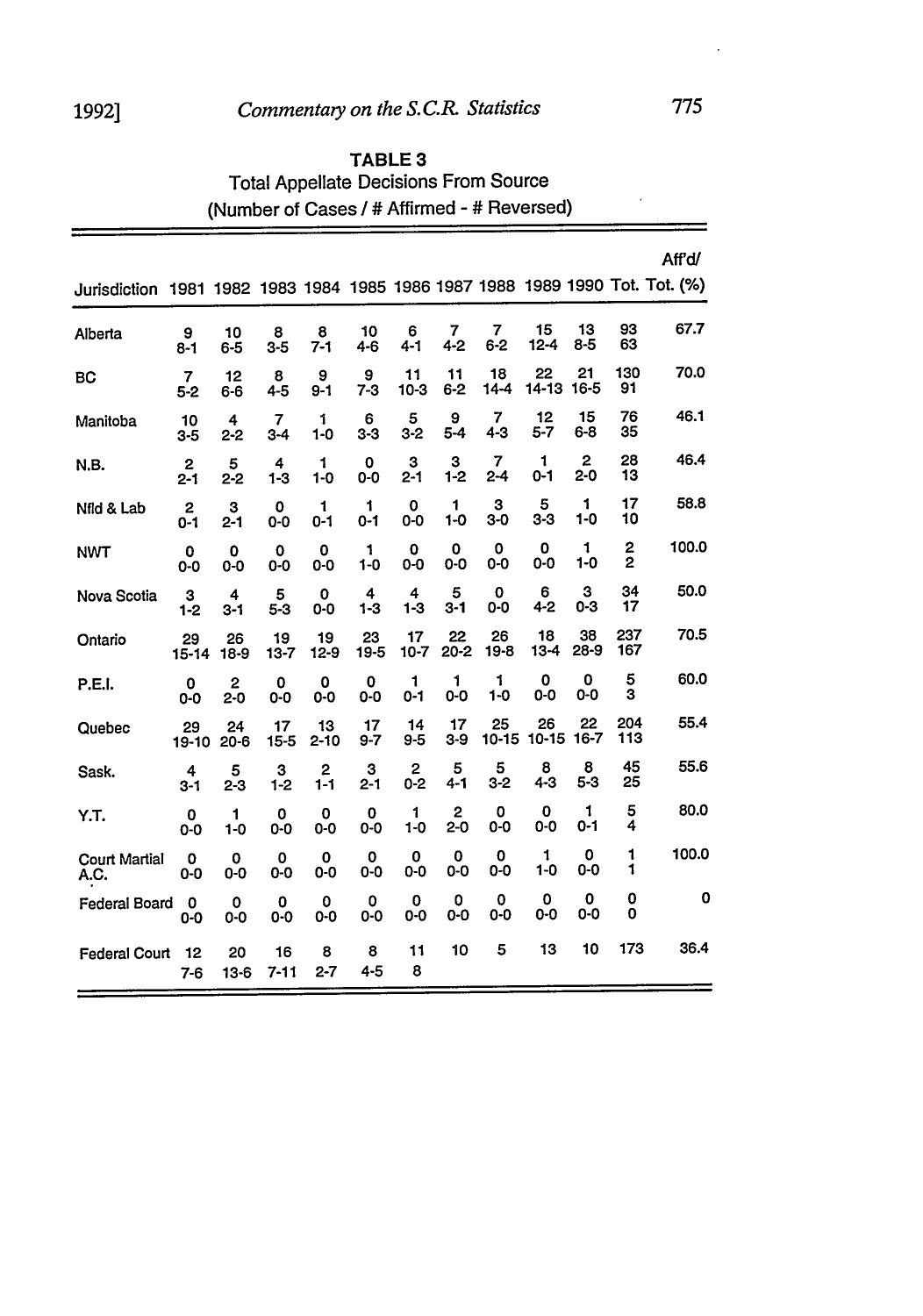**TABLE 3**
Total Appellate Decisions From Source
(Number of Cases / # Affirmed - # Reversed)

| Jurisdiction | 1981 | 1982 | 1983 | 1984 | 1985 | 1986 | 1987 | 1988 | 1989 | 1990 | Tot. | Aff'd/ Tot. (%) |
|---|---|---|---|---|---|---|---|---|---|---|---|---|
| Alberta | 9 8-1 | 10 6-5 | 8 3-5 | 8 7-1 | 10 4-6 | 6 4-1 | 7 4-2 | 7 6-2 | 15 12-4 | 13 8-5 | 93 63 | 67.7 |
| BC | 7 5-2 | 12 6-6 | 8 4-5 | 9 9-1 | 9 7-3 | 11 10-3 | 11 6-2 | 18 14-4 | 22 14-13 | 21 16-5 | 130 91 | 70.0 |
| Manitoba | 10 3-5 | 4 2-2 | 7 3-4 | 1 1-0 | 6 3-3 | 5 3-2 | 9 5-4 | 7 4-3 | 12 5-7 | 15 6-8 | 76 35 | 46.1 |
| N.B. | 2 2-1 | 5 2-2 | 4 1-3 | 1 1-0 | 0 0-0 | 3 2-1 | 3 1-2 | 7 2-4 | 1 0-1 | 2 2-0 | 28 13 | 46.4 |
| Nfld & Lab | 2 0-1 | 3 2-1 | 0 0-0 | 1 0-1 | 1 0-1 | 0 0-0 | 1 1-0 | 3 3-0 | 5 3-3 | 1 1-0 | 17 10 | 58.8 |
| NWT | 0 0-0 | 0 0-0 | 0 0-0 | 0 0-0 | 1 1-0 | 0 0-0 | 0 0-0 | 0 0-0 | 0 0-0 | 1 1-0 | 2 2 | 100.0 |
| Nova Scotia | 3 1-2 | 4 3-1 | 5 5-3 | 0 0-0 | 4 1-3 | 4 1-3 | 5 3-1 | 0 0-0 | 6 4-2 | 3 0-3 | 34 17 | 50.0 |
| Ontario | 29 15-14 | 26 18-9 | 19 13-7 | 19 12-9 | 23 19-5 | 17 10-7 | 22 20-2 | 26 19-8 | 18 13-4 | 38 28-9 | 237 167 | 70.5 |
| P.E.I. | 0 0-0 | 2 2-0 | 0 0-0 | 0 0-0 | 0 0-0 | 1 0-1 | 1 0-0 | 1 1-0 | 0 0-0 | 0 0-0 | 5 3 | 60.0 |
| Quebec | 29 19-10 | 24 20-6 | 17 15-5 | 13 2-10 | 17 9-7 | 14 9-5 | 17 3-9 | 25 10-15 | 26 10-15 | 22 16-7 | 204 113 | 55.4 |
| Sask. | 4 3-1 | 5 2-3 | 3 1-2 | 2 1-1 | 3 2-1 | 2 0-2 | 5 4-1 | 5 3-2 | 8 4-3 | 8 5-3 | 45 25 | 55.6 |
| Y.T. | 0 0-0 | 1 1-0 | 0 0-0 | 0 0-0 | 0 0-0 | 1 1-0 | 2 2-0 | 0 0-0 | 0 0-0 | 1 0-1 | 5 4 | 80.0 |
| Court Martial A.C. | 0 0-0 | 0 0-0 | 0 0-0 | 0 0-0 | 0 0-0 | 0 0-0 | 0 0-0 | 0 0-0 | 1 1-0 | 0 0-0 | 1 1 | 100.0 |
| Federal Board | 0 0-0 | 0 0-0 | 0 0-0 | 0 0-0 | 0 0-0 | 0 0-0 | 0 0-0 | 0 0-0 | 0 0-0 | 0 0-0 | 0 0 | 0 |
| Federal Court | 12 7-6 | 20 13-6 | 16 7-11 | 8 2-7 | 8 4-5 | 11 8 | 10 | 5 | 13 | 10 | 173 | 36.4 |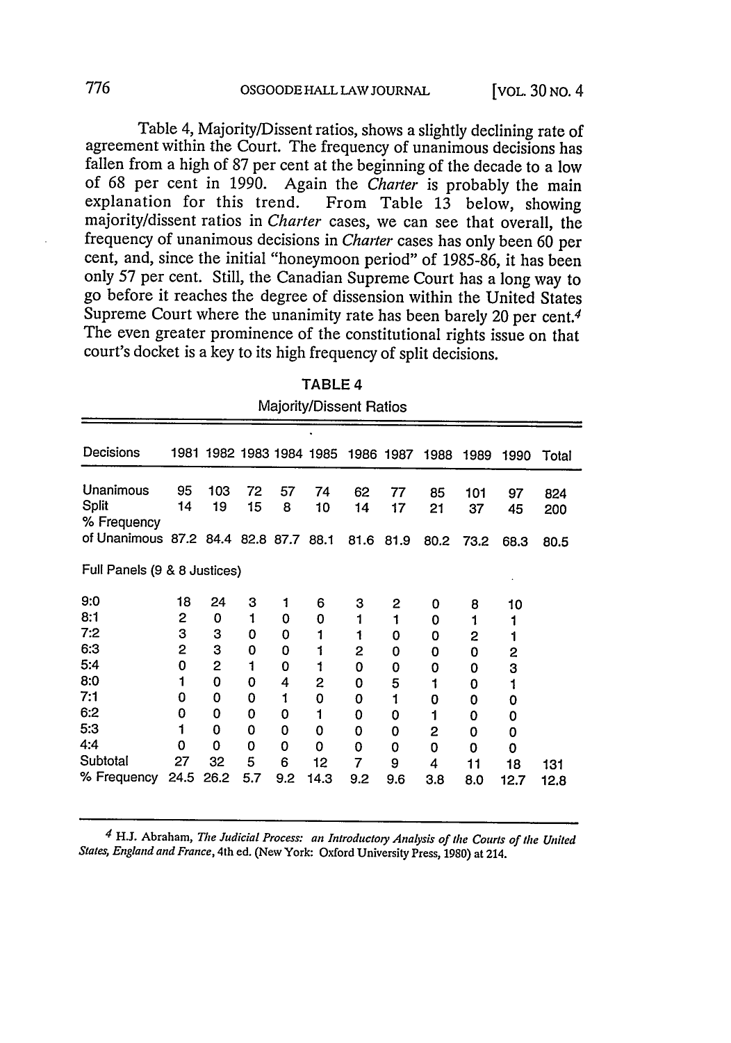Table 4, Majority/Dissent ratios, shows a slightly declining rate of agreement within the Court. The frequency of unanimous decisions has fallen from a high of 87 per cent at the beginning of the decade to a low of 68 per cent in 1990. Again the *Charter* is probably the main explanation for this trend. From Table 13 below, showing majority/dissent ratios in *Charter* cases, we can see that overall, the frequency of unanimous decisions in *Charter* cases has only been 60 per cent, and, since the initial "honeymoon period" of 1985-86, it has been only 57 per cent. Still, the Canadian Supreme Court has a long way to go before it reaches the degree of dissension within the United States Supreme Court where the unanimity rate has been barely 20 per cent.[4] The even greater prominence of the constitutional rights issue on that court's docket is a key to its high frequency of split decisions.

TABLE 4

Majority/Dissent Ratios

| Decisions | 1981 | 1982 | 1983 | 1984 | 1985 | 1986 | 1987 | 1988 | 1989 | 1990 | Total |
|---|---|---|---|---|---|---|---|---|---|---|---|
| Unanimous | 95 | 103 | 72 | 57 | 74 | 62 | 77 | 85 | 101 | 97 | 824 |
| Split | 14 | 19 | 15 | 8 | 10 | 14 | 17 | 21 | 37 | 45 | 200 |
| % Frequency of Unanimous | 87.2 | 84.4 | 82.8 | 87.7 | 88.1 | 81.6 | 81.9 | 80.2 | 73.2 | 68.3 | 80.5 |
| Full Panels (9 & 8 Justices) | | | | | | | | | | | |
| 9:0 | 18 | 24 | 3 | 1 | 6 | 3 | 2 | 0 | 8 | 10 | |
| 8:1 | 2 | 0 | 1 | 0 | 0 | 1 | 1 | 0 | 1 | 1 | |
| 7:2 | 3 | 3 | 0 | 0 | 1 | 1 | 0 | 0 | 2 | 1 | |
| 6:3 | 2 | 3 | 0 | 0 | 1 | 2 | 0 | 0 | 0 | 2 | |
| 5:4 | 0 | 2 | 1 | 0 | 1 | 0 | 0 | 0 | 0 | 3 | |
| 8:0 | 1 | 0 | 0 | 4 | 2 | 0 | 5 | 1 | 0 | 1 | |
| 7:1 | 0 | 0 | 0 | 1 | 0 | 0 | 1 | 0 | 0 | 0 | |
| 6:2 | 0 | 0 | 0 | 0 | 1 | 0 | 0 | 1 | 0 | 0 | |
| 5:3 | 1 | 0 | 0 | 0 | 0 | 0 | 0 | 2 | 0 | 0 | |
| 4:4 | 0 | 0 | 0 | 0 | 0 | 0 | 0 | 0 | 0 | 0 | |
| Subtotal | 27 | 32 | 5 | 6 | 12 | 7 | 9 | 4 | 11 | 18 | 131 |
| % Frequency | 24.5 | 26.2 | 5.7 | 9.2 | 14.3 | 9.2 | 9.6 | 3.8 | 8.0 | 12.7 | 12.8 |

[4] H.J. Abraham, *The Judicial Process: an Introductory Analysis of the Courts of the United States, England and France*, 4th ed. (New York: Oxford University Press, 1980) at 214.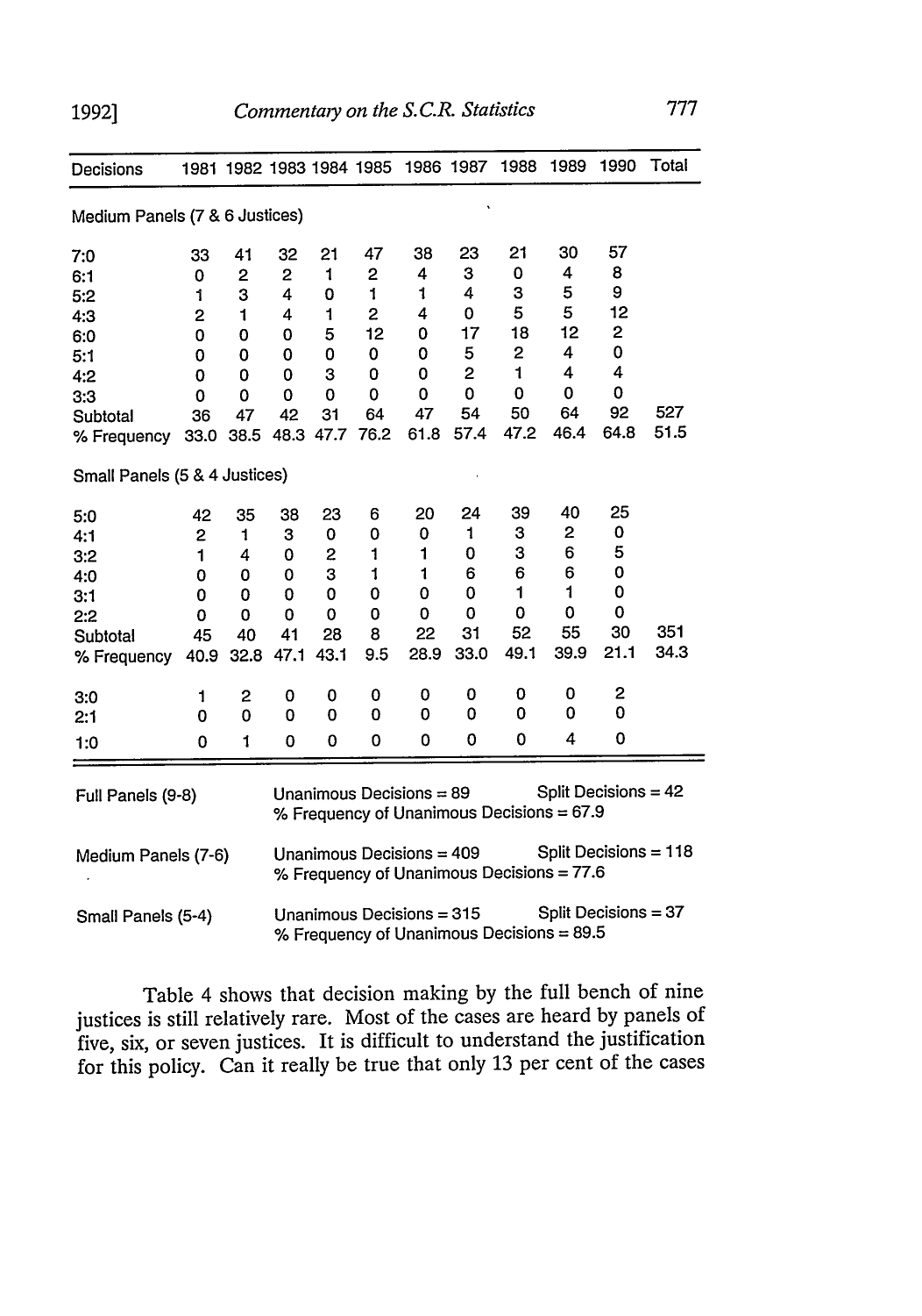| Decisions | 1981 | 1982 | 1983 | 1984 | 1985 | 1986 | 1987 | 1988 | 1989 | 1990 | Total |
|---|---|---|---|---|---|---|---|---|---|---|---|
| Medium Panels (7 & 6 Justices) | | | | | | | | | | | |
| 7:0 | 33 | 41 | 32 | 21 | 47 | 38 | 23 | 21 | 30 | 57 | |
| 6:1 | 0 | 2 | 2 | 1 | 2 | 4 | 3 | 0 | 4 | 8 | |
| 5:2 | 1 | 3 | 4 | 0 | 1 | 1 | 4 | 3 | 5 | 9 | |
| 4:3 | 2 | 1 | 4 | 1 | 2 | 4 | 0 | 5 | 5 | 12 | |
| 6:0 | 0 | 0 | 0 | 5 | 12 | 0 | 17 | 18 | 12 | 2 | |
| 5:1 | 0 | 0 | 0 | 0 | 0 | 0 | 5 | 2 | 4 | 0 | |
| 4:2 | 0 | 0 | 0 | 3 | 0 | 0 | 2 | 1 | 4 | 4 | |
| 3:3 | 0 | 0 | 0 | 0 | 0 | 0 | 0 | 0 | 0 | 0 | |
| Subtotal | 36 | 47 | 42 | 31 | 64 | 47 | 54 | 50 | 64 | 92 | 527 |
| % Frequency | 33.0 | 38.5 | 48.3 | 47.7 | 76.2 | 61.8 | 57.4 | 47.2 | 46.4 | 64.8 | 51.5 |
| Small Panels (5 & 4 Justices) | | | | | | | | | | | |
| 5:0 | 42 | 35 | 38 | 23 | 6 | 20 | 24 | 39 | 40 | 25 | |
| 4:1 | 2 | 1 | 3 | 0 | 0 | 0 | 1 | 3 | 2 | 0 | |
| 3:2 | 1 | 4 | 0 | 2 | 1 | 1 | 0 | 3 | 6 | 5 | |
| 4:0 | 0 | 0 | 0 | 3 | 1 | 1 | 6 | 6 | 6 | 0 | |
| 3:1 | 0 | 0 | 0 | 0 | 0 | 0 | 0 | 1 | 1 | 0 | |
| 2:2 | 0 | 0 | 0 | 0 | 0 | 0 | 0 | 0 | 0 | 0 | |
| Subtotal | 45 | 40 | 41 | 28 | 8 | 22 | 31 | 52 | 55 | 30 | 351 |
| % Frequency | 40.9 | 32.8 | 47.1 | 43.1 | 9.5 | 28.9 | 33.0 | 49.1 | 39.9 | 21.1 | 34.3 |
| 3:0 | 1 | 2 | 0 | 0 | 0 | 0 | 0 | 0 | 0 | 2 | |
| 2:1 | 0 | 0 | 0 | 0 | 0 | 0 | 0 | 0 | 0 | 0 | |
| 1:0 | 0 | 1 | 0 | 0 | 0 | 0 | 0 | 0 | 4 | 0 | |

| Panel | Unanimous Decisions | Split Decisions | % Frequency of Unanimous Decisions |
|---|---|---|---|
| Full Panels (9-8) | 89 | 42 | 67.9 |
| Medium Panels (7-6) | 409 | 118 | 77.6 |
| Small Panels (5-4) | 315 | 37 | 89.5 |

Table 4 shows that decision making by the full bench of nine justices is still relatively rare. Most of the cases are heard by panels of five, six, or seven justices. It is difficult to understand the justification for this policy. Can it really be true that only 13 per cent of the cases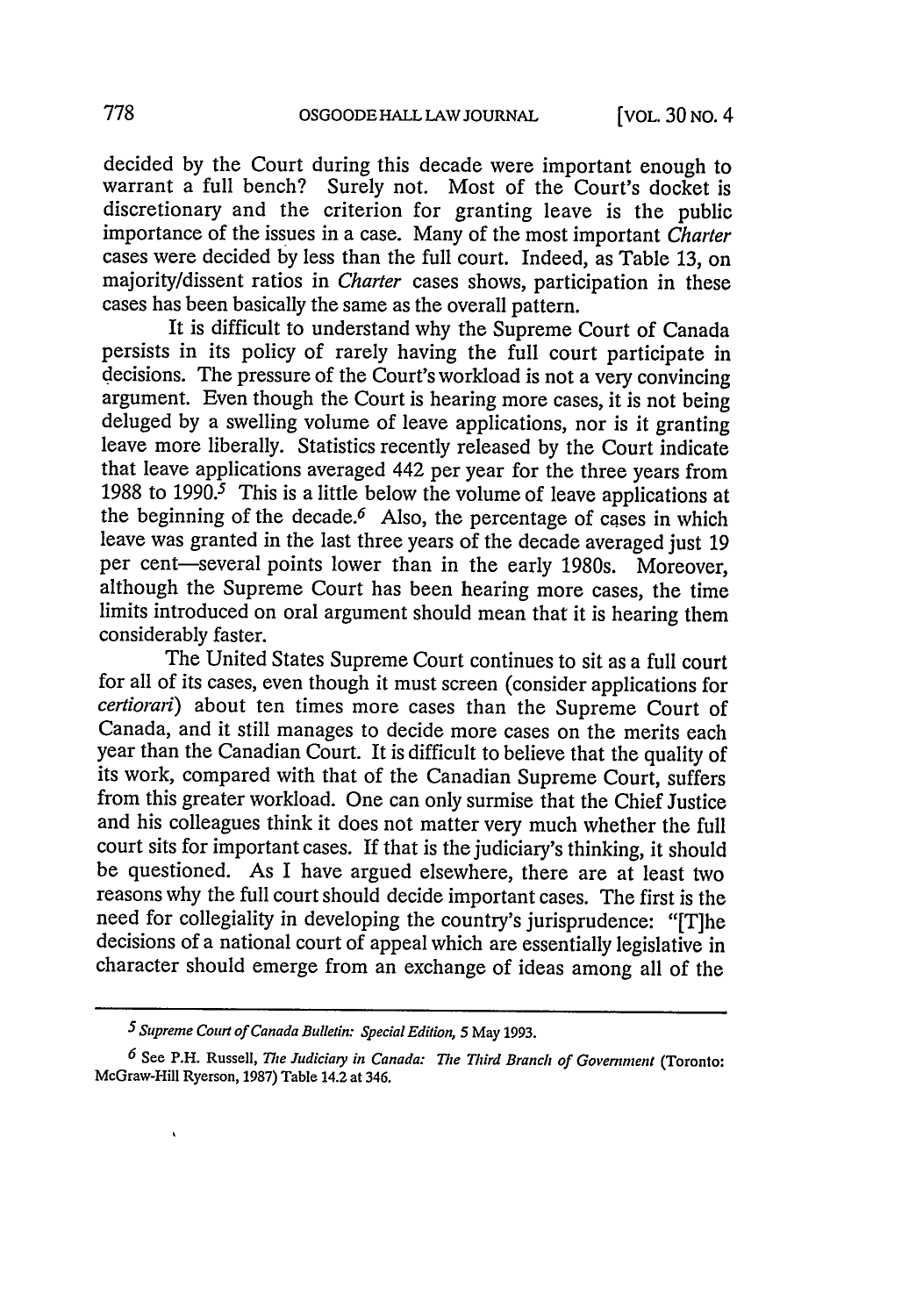decided by the Court during this decade were important enough to warrant a full bench? Surely not. Most of the Court's docket is discretionary and the criterion for granting leave is the public importance of the issues in a case. Many of the most important *Charter* cases were decided by less than the full court. Indeed, as Table 13, on majority/dissent ratios in *Charter* cases shows, participation in these cases has been basically the same as the overall pattern.

It is difficult to understand why the Supreme Court of Canada persists in its policy of rarely having the full court participate in decisions. The pressure of the Court's workload is not a very convincing argument. Even though the Court is hearing more cases, it is not being deluged by a swelling volume of leave applications, nor is it granting leave more liberally. Statistics recently released by the Court indicate that leave applications averaged 442 per year for the three years from 1988 to 1990.[5] This is a little below the volume of leave applications at the beginning of the decade.[6] Also, the percentage of cases in which leave was granted in the last three years of the decade averaged just 19 per cent—several points lower than in the early 1980s. Moreover, although the Supreme Court has been hearing more cases, the time limits introduced on oral argument should mean that it is hearing them considerably faster.

The United States Supreme Court continues to sit as a full court for all of its cases, even though it must screen (consider applications for *certiorari*) about ten times more cases than the Supreme Court of Canada, and it still manages to decide more cases on the merits each year than the Canadian Court. It is difficult to believe that the quality of its work, compared with that of the Canadian Supreme Court, suffers from this greater workload. One can only surmise that the Chief Justice and his colleagues think it does not matter very much whether the full court sits for important cases. If that is the judiciary's thinking, it should be questioned. As I have argued elsewhere, there are at least two reasons why the full court should decide important cases. The first is the need for collegiality in developing the country's jurisprudence: "[T]he decisions of a national court of appeal which are essentially legislative in character should emerge from an exchange of ideas among all of the

---

[5] *Supreme Court of Canada Bulletin: Special Edition*, 5 May 1993.

[6] See P.H. Russell, *The Judiciary in Canada: The Third Branch of Government* (Toronto: McGraw-Hill Ryerson, 1987) Table 14.2 at 346.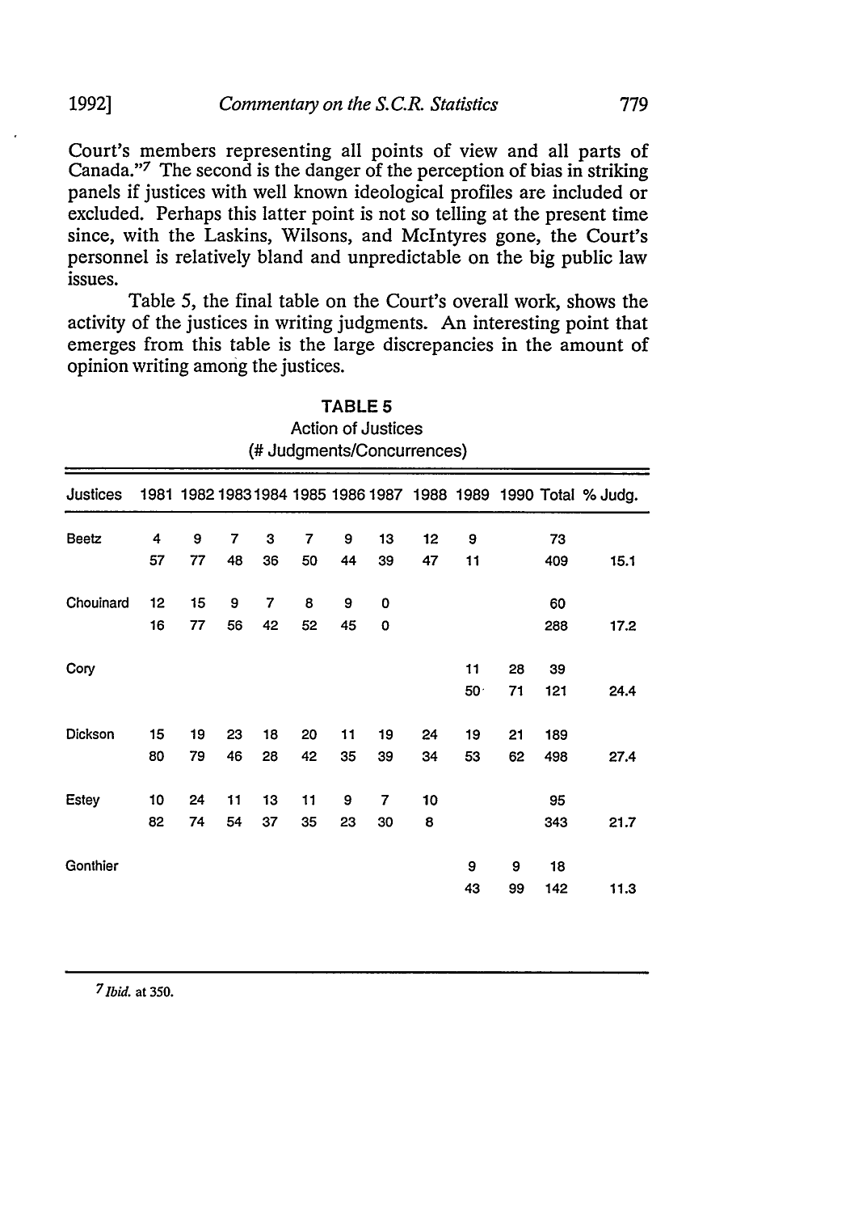Court's members representing all points of view and all parts of Canada."[7] The second is the danger of the perception of bias in striking panels if justices with well known ideological profiles are included or excluded. Perhaps this latter point is not so telling at the present time since, with the Laskins, Wilsons, and McIntyres gone, the Court's personnel is relatively bland and unpredictable on the big public law issues.

Table 5, the final table on the Court's overall work, shows the activity of the justices in writing judgments. An interesting point that emerges from this table is the large discrepancies in the amount of opinion writing among the justices.

**TABLE 5**
Action of Justices
(# Judgments/Concurrences)

| Justices | 1981 | 1982 | 1983 | 1984 | 1985 | 1986 | 1987 | 1988 | 1989 | 1990 | Total | % Judg. |
|---|---|---|---|---|---|---|---|---|---|---|---|---|
| Beetz | 4 | 9 | 7 | 3 | 7 | 9 | 13 | 12 | 9 | | 73 | |
| | 57 | 77 | 48 | 36 | 50 | 44 | 39 | 47 | 11 | | 409 | 15.1 |
| Chouinard | 12 | 15 | 9 | 7 | 8 | 9 | 0 | | | | 60 | |
| | 16 | 77 | 56 | 42 | 52 | 45 | 0 | | | | 288 | 17.2 |
| Cory | | | | | | | | | 11 | 28 | 39 | |
| | | | | | | | | | 50 | 71 | 121 | 24.4 |
| Dickson | 15 | 19 | 23 | 18 | 20 | 11 | 19 | 24 | 19 | 21 | 189 | |
| | 80 | 79 | 46 | 28 | 42 | 35 | 39 | 34 | 53 | 62 | 498 | 27.4 |
| Estey | 10 | 24 | 11 | 13 | 11 | 9 | 7 | 10 | | | 95 | |
| | 82 | 74 | 54 | 37 | 35 | 23 | 30 | 8 | | | 343 | 21.7 |
| Gonthier | | | | | | | | | 9 | 9 | 18 | |
| | | | | | | | | | 43 | 99 | 142 | 11.3 |

[7] *Ibid.* at 350.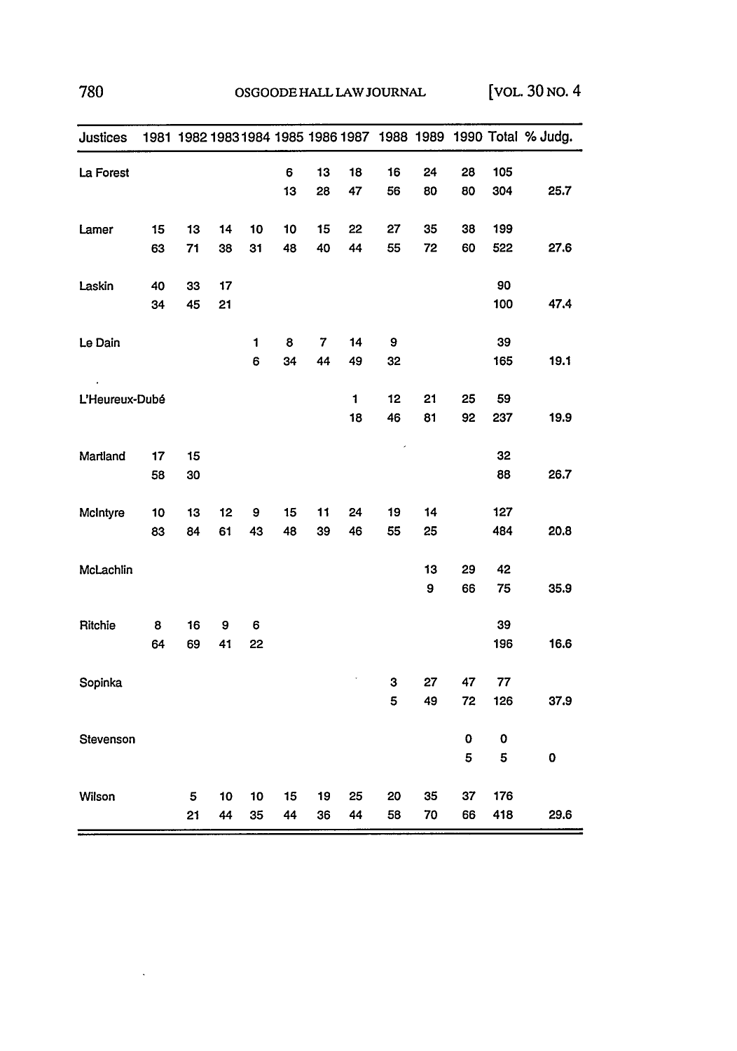| Justices | 1981 | 1982 | 1983 | 1984 | 1985 | 1986 | 1987 | 1988 | 1989 | 1990 | Total | % Judg. |
|---|---|---|---|---|---|---|---|---|---|---|---|---|
| La Forest | | | | | 6 | 13 | 18 | 16 | 24 | 28 | 105 | |
| | | | | | 13 | 28 | 47 | 56 | 80 | 80 | 304 | 25.7 |
| Lamer | 15 | 13 | 14 | 10 | 10 | 15 | 22 | 27 | 35 | 38 | 199 | |
| | 63 | 71 | 38 | 31 | 48 | 40 | 44 | 55 | 72 | 60 | 522 | 27.6 |
| Laskin | 40 | 33 | 17 | | | | | | | | 90 | |
| | 34 | 45 | 21 | | | | | | | | 100 | 47.4 |
| Le Dain | | | | 1 | 8 | 7 | 14 | 9 | | | 39 | |
| | | | | 6 | 34 | 44 | 49 | 32 | | | 165 | 19.1 |
| L'Heureux-Dubé | | | | | | | 1 | 12 | 21 | 25 | 59 | |
| | | | | | | | 18 | 46 | 81 | 92 | 237 | 19.9 |
| Martland | 17 | 15 | | | | | | | | | 32 | |
| | 58 | 30 | | | | | | | | | 88 | 26.7 |
| McIntyre | 10 | 13 | 12 | 9 | 15 | 11 | 24 | 19 | 14 | | 127 | |
| | 83 | 84 | 61 | 43 | 48 | 39 | 46 | 55 | 25 | | 484 | 20.8 |
| McLachlin | | | | | | | | | 13 | 29 | 42 | |
| | | | | | | | | | 9 | 66 | 75 | 35.9 |
| Ritchie | 8 | 16 | 9 | 6 | | | | | | | 39 | |
| | 64 | 69 | 41 | 22 | | | | | | | 196 | 16.6 |
| Sopinka | | | | | | | | 3 | 27 | 47 | 77 | |
| | | | | | | | | 5 | 49 | 72 | 126 | 37.9 |
| Stevenson | | | | | | | | | | 0 | 0 | |
| | | | | | | | | | | 5 | 5 | 0 |
| Wilson | | 5 | 10 | 10 | 15 | 19 | 25 | 20 | 35 | 37 | 176 | |
| | | 21 | 44 | 35 | 44 | 36 | 44 | 58 | 70 | 66 | 418 | 29.6 |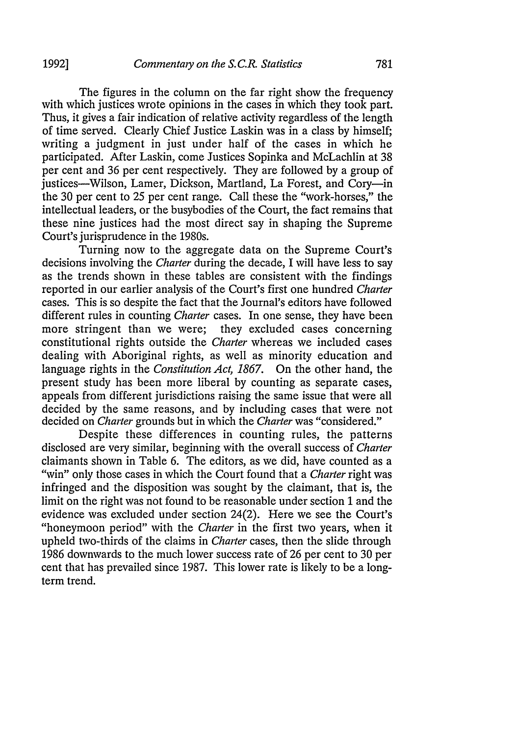The figures in the column on the far right show the frequency with which justices wrote opinions in the cases in which they took part. Thus, it gives a fair indication of relative activity regardless of the length of time served. Clearly Chief Justice Laskin was in a class by himself; writing a judgment in just under half of the cases in which he participated. After Laskin, come Justices Sopinka and McLachlin at 38 per cent and 36 per cent respectively. They are followed by a group of justices—Wilson, Lamer, Dickson, Martland, La Forest, and Cory—in the 30 per cent to 25 per cent range. Call these the "work-horses," the intellectual leaders, or the busybodies of the Court, the fact remains that these nine justices had the most direct say in shaping the Supreme Court's jurisprudence in the 1980s.

Turning now to the aggregate data on the Supreme Court's decisions involving the *Charter* during the decade, I will have less to say as the trends shown in these tables are consistent with the findings reported in our earlier analysis of the Court's first one hundred *Charter* cases. This is so despite the fact that the Journal's editors have followed different rules in counting *Charter* cases. In one sense, they have been more stringent than we were; they excluded cases concerning constitutional rights outside the *Charter* whereas we included cases dealing with Aboriginal rights, as well as minority education and language rights in the *Constitution Act, 1867*. On the other hand, the present study has been more liberal by counting as separate cases, appeals from different jurisdictions raising the same issue that were all decided by the same reasons, and by including cases that were not decided on *Charter* grounds but in which the *Charter* was "considered."

Despite these differences in counting rules, the patterns disclosed are very similar, beginning with the overall success of *Charter* claimants shown in Table 6. The editors, as we did, have counted as a "win" only those cases in which the Court found that a *Charter* right was infringed and the disposition was sought by the claimant, that is, the limit on the right was not found to be reasonable under section 1 and the evidence was excluded under section 24(2). Here we see the Court's "honeymoon period" with the *Charter* in the first two years, when it upheld two-thirds of the claims in *Charter* cases, then the slide through 1986 downwards to the much lower success rate of 26 per cent to 30 per cent that has prevailed since 1987. This lower rate is likely to be a long-term trend.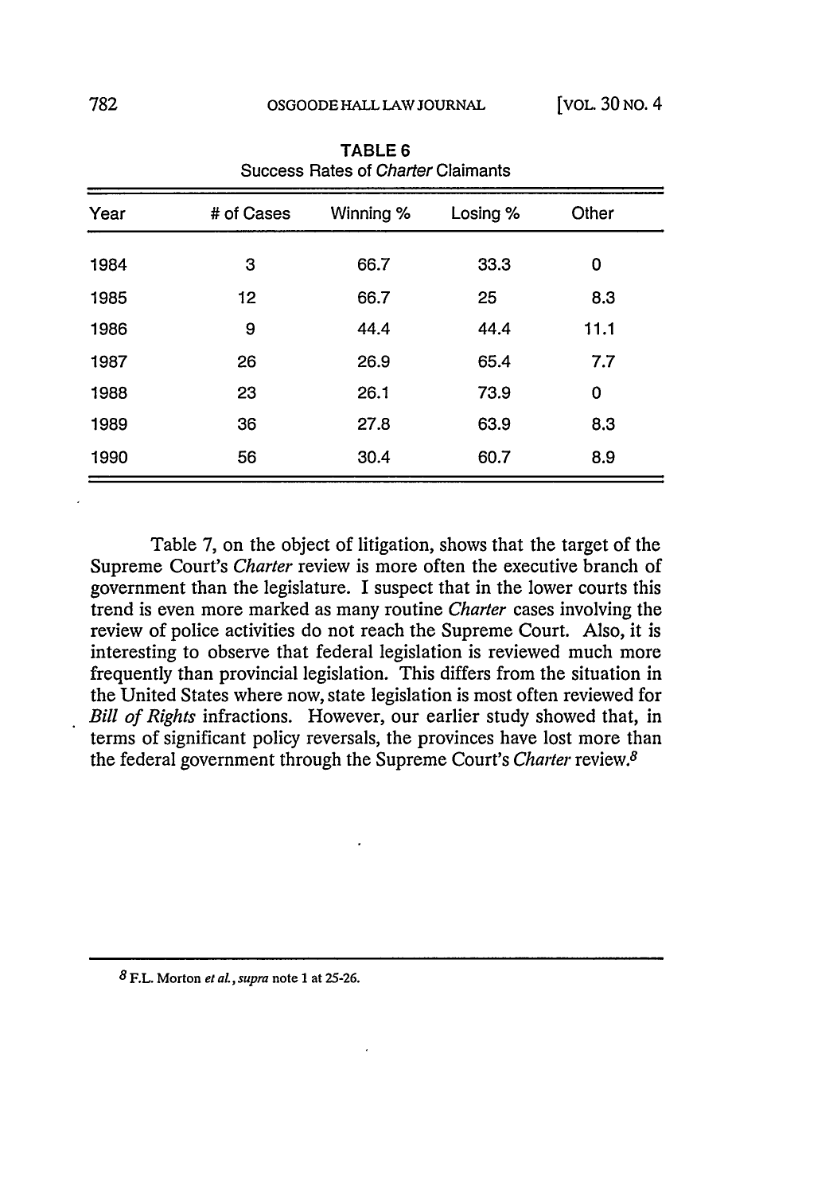**TABLE 6**
Success Rates of *Charter* Claimants

| Year | # of Cases | Winning % | Losing % | Other |
|---|---|---|---|---|
| 1984 | 3 | 66.7 | 33.3 | 0 |
| 1985 | 12 | 66.7 | 25 | 8.3 |
| 1986 | 9 | 44.4 | 44.4 | 11.1 |
| 1987 | 26 | 26.9 | 65.4 | 7.7 |
| 1988 | 23 | 26.1 | 73.9 | 0 |
| 1989 | 36 | 27.8 | 63.9 | 8.3 |
| 1990 | 56 | 30.4 | 60.7 | 8.9 |

Table 7, on the object of litigation, shows that the target of the Supreme Court's *Charter* review is more often the executive branch of government than the legislature. I suspect that in the lower courts this trend is even more marked as many routine *Charter* cases involving the review of police activities do not reach the Supreme Court. Also, it is interesting to observe that federal legislation is reviewed much more frequently than provincial legislation. This differs from the situation in the United States where now, state legislation is most often reviewed for *Bill of Rights* infractions. However, our earlier study showed that, in terms of significant policy reversals, the provinces have lost more than the federal government through the Supreme Court's *Charter* review.[8]

[8] F.L. Morton *et al.*, *supra* note 1 at 25-26.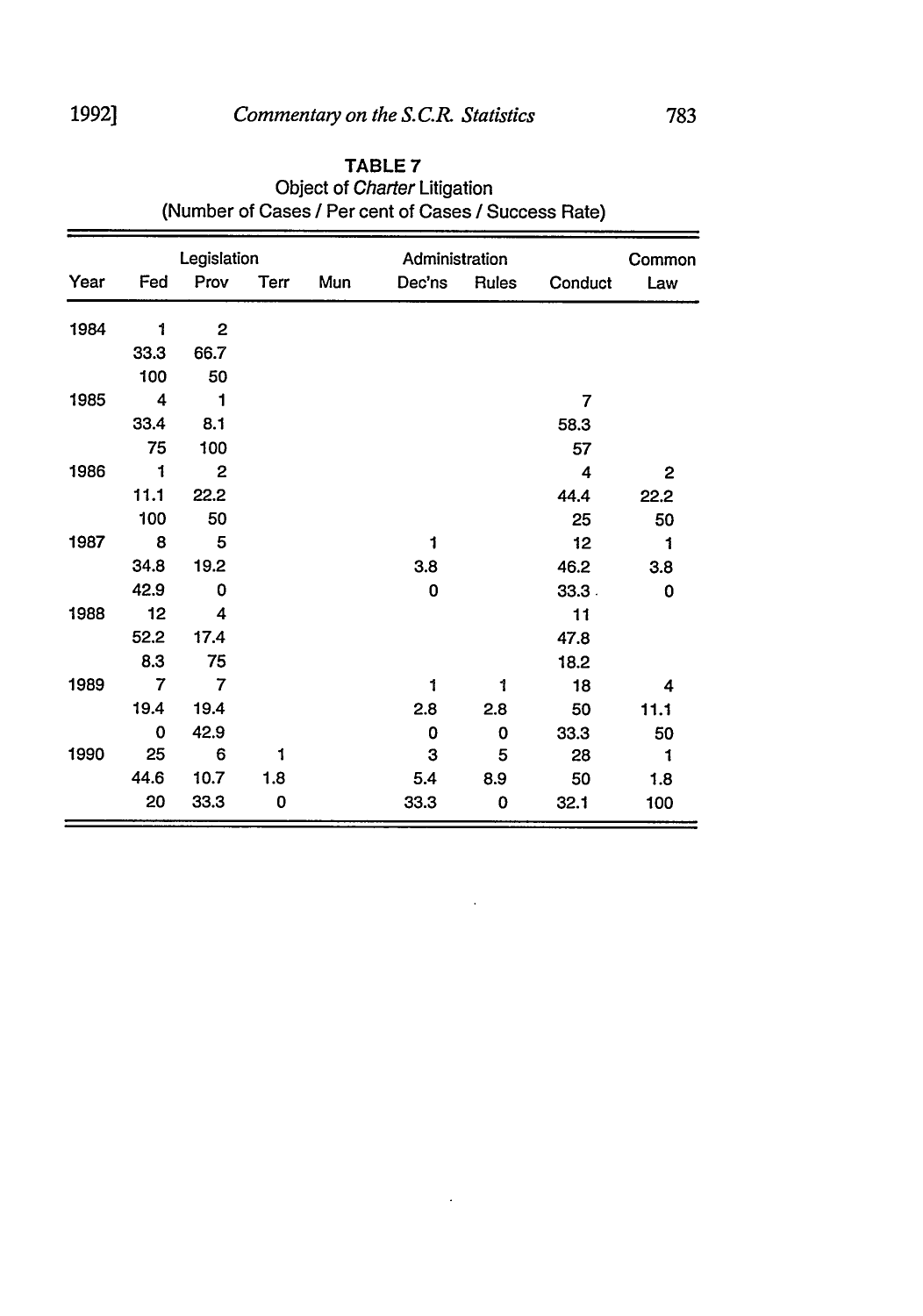**TABLE 7**
Object of *Charter* Litigation
(Number of Cases / Per cent of Cases / Success Rate)

| Year | Legislation | | | | Administration | | Conduct | Common Law |
|---|---|---|---|---|---|---|---|---|
| | Fed | Prov | Terr | Mun | Dec'ns | Rules | | |
| 1984 | 1 | 2 | | | | | | |
| | 33.3 | 66.7 | | | | | | |
| | 100 | 50 | | | | | | |
| 1985 | 4 | 1 | | | | | 7 | |
| | 33.4 | 8.1 | | | | | 58.3 | |
| | 75 | 100 | | | | | 57 | |
| 1986 | 1 | 2 | | | | | 4 | 2 |
| | 11.1 | 22.2 | | | | | 44.4 | 22.2 |
| | 100 | 50 | | | | | 25 | 50 |
| 1987 | 8 | 5 | | | 1 | | 12 | 1 |
| | 34.8 | 19.2 | | | 3.8 | | 46.2 | 3.8 |
| | 42.9 | 0 | | | 0 | | 33.3 | 0 |
| 1988 | 12 | 4 | | | | | 11 | |
| | 52.2 | 17.4 | | | | | 47.8 | |
| | 8.3 | 75 | | | | | 18.2 | |
| 1989 | 7 | 7 | | | 1 | 1 | 18 | 4 |
| | 19.4 | 19.4 | | | 2.8 | 2.8 | 50 | 11.1 |
| | 0 | 42.9 | | | 0 | 0 | 33.3 | 50 |
| 1990 | 25 | 6 | 1 | | 3 | 5 | 28 | 1 |
| | 44.6 | 10.7 | 1.8 | | 5.4 | 8.9 | 50 | 1.8 |
| | 20 | 33.3 | 0 | | 33.3 | 0 | 32.1 | 100 |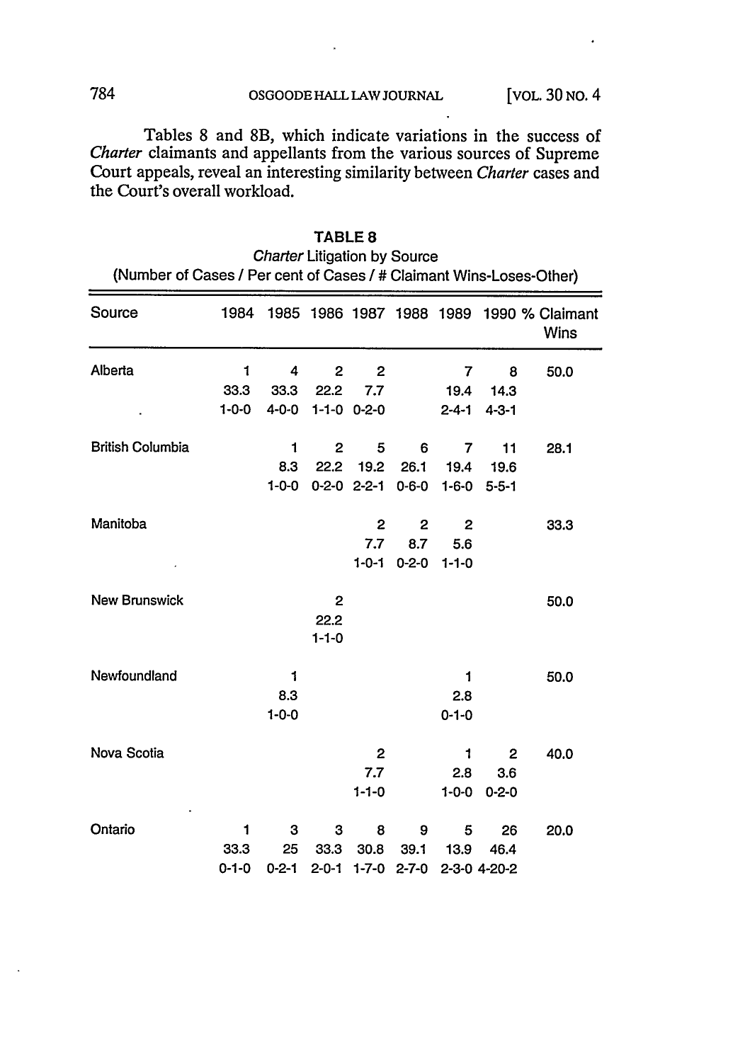Tables 8 and 8B, which indicate variations in the success of *Charter* claimants and appellants from the various sources of Supreme Court appeals, reveal an interesting similarity between *Charter* cases and the Court's overall workload.

**TABLE 8**
*Charter* Litigation by Source
(Number of Cases / Per cent of Cases / # Claimant Wins-Loses-Other)

| Source | 1984 | 1985 | 1986 | 1987 | 1988 | 1989 | 1990 | % Claimant Wins |
|---|---|---|---|---|---|---|---|---|
| Alberta | 1 | 4 | 2 | 2 | | 7 | 8 | 50.0 |
| | 33.3 | 33.3 | 22.2 | 7.7 | | 19.4 | 14.3 | |
| | 1-0-0 | 4-0-0 | 1-1-0 | 0-2-0 | | 2-4-1 | 4-3-1 | |
| British Columbia | | 1 | 2 | 5 | 6 | 7 | 11 | 28.1 |
| | | 8.3 | 22.2 | 19.2 | 26.1 | 19.4 | 19.6 | |
| | | 1-0-0 | 0-2-0 | 2-2-1 | 0-6-0 | 1-6-0 | 5-5-1 | |
| Manitoba | | | | 2 | 2 | 2 | | 33.3 |
| | | | | 7.7 | 8.7 | 5.6 | | |
| | | | | 1-0-1 | 0-2-0 | 1-1-0 | | |
| New Brunswick | | | 2 | | | | | 50.0 |
| | | | 22.2 | | | | | |
| | | | 1-1-0 | | | | | |
| Newfoundland | | 1 | | | | 1 | | 50.0 |
| | | 8.3 | | | | 2.8 | | |
| | | 1-0-0 | | | | 0-1-0 | | |
| Nova Scotia | | | | 2 | | 1 | 2 | 40.0 |
| | | | | 7.7 | | 2.8 | 3.6 | |
| | | | | 1-1-0 | | 1-0-0 | 0-2-0 | |
| Ontario | 1 | 3 | 3 | 8 | 9 | 5 | 26 | 20.0 |
| | 33.3 | 25 | 33.3 | 30.8 | 39.1 | 13.9 | 46.4 | |
| | 0-1-0 | 0-2-1 | 2-0-1 | 1-7-0 | 2-7-0 | 2-3-0 | 4-20-2 | |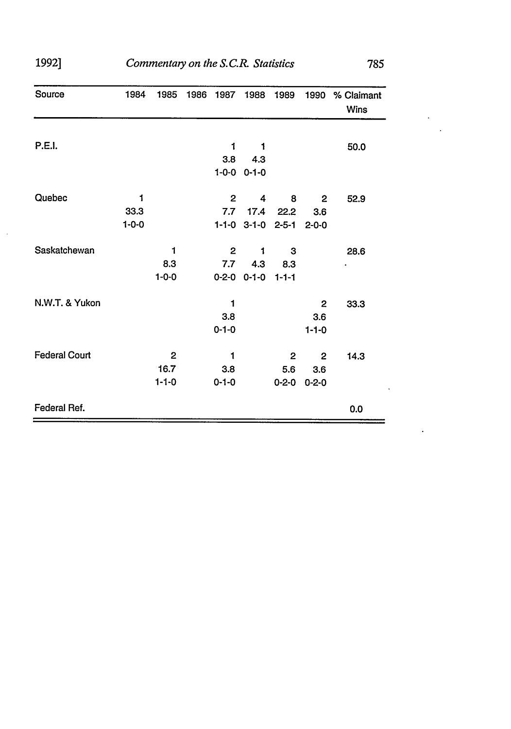| Source | 1984 | 1985 | 1986 | 1987 | 1988 | 1989 | 1990 | % Claimant Wins |
|---|---|---|---|---|---|---|---|---|
| P.E.I. | | | | 1<br>3.8<br>1-0-0 | 1<br>4.3<br>0-1-0 | | | 50.0 |
| Quebec | 1<br>33.3<br>1-0-0 | | | 2<br>7.7<br>1-1-0 | 4<br>17.4<br>3-1-0 | 8<br>22.2<br>2-5-1 | 2<br>3.6<br>2-0-0 | 52.9 |
| Saskatchewan | | 1<br>8.3<br>1-0-0 | | 2<br>7.7<br>0-2-0 | 1<br>4.3<br>0-1-0 | 3<br>8.3<br>1-1-1 | | 28.6 |
| N.W.T. & Yukon | | | | 1<br>3.8<br>0-1-0 | | | 2<br>3.6<br>1-1-0 | 33.3 |
| Federal Court | | 2<br>16.7<br>1-1-0 | | 1<br>3.8<br>0-1-0 | | 2<br>5.6<br>0-2-0 | 2<br>3.6<br>0-2-0 | 14.3 |
| Federal Ref. | | | | | | | | 0.0 |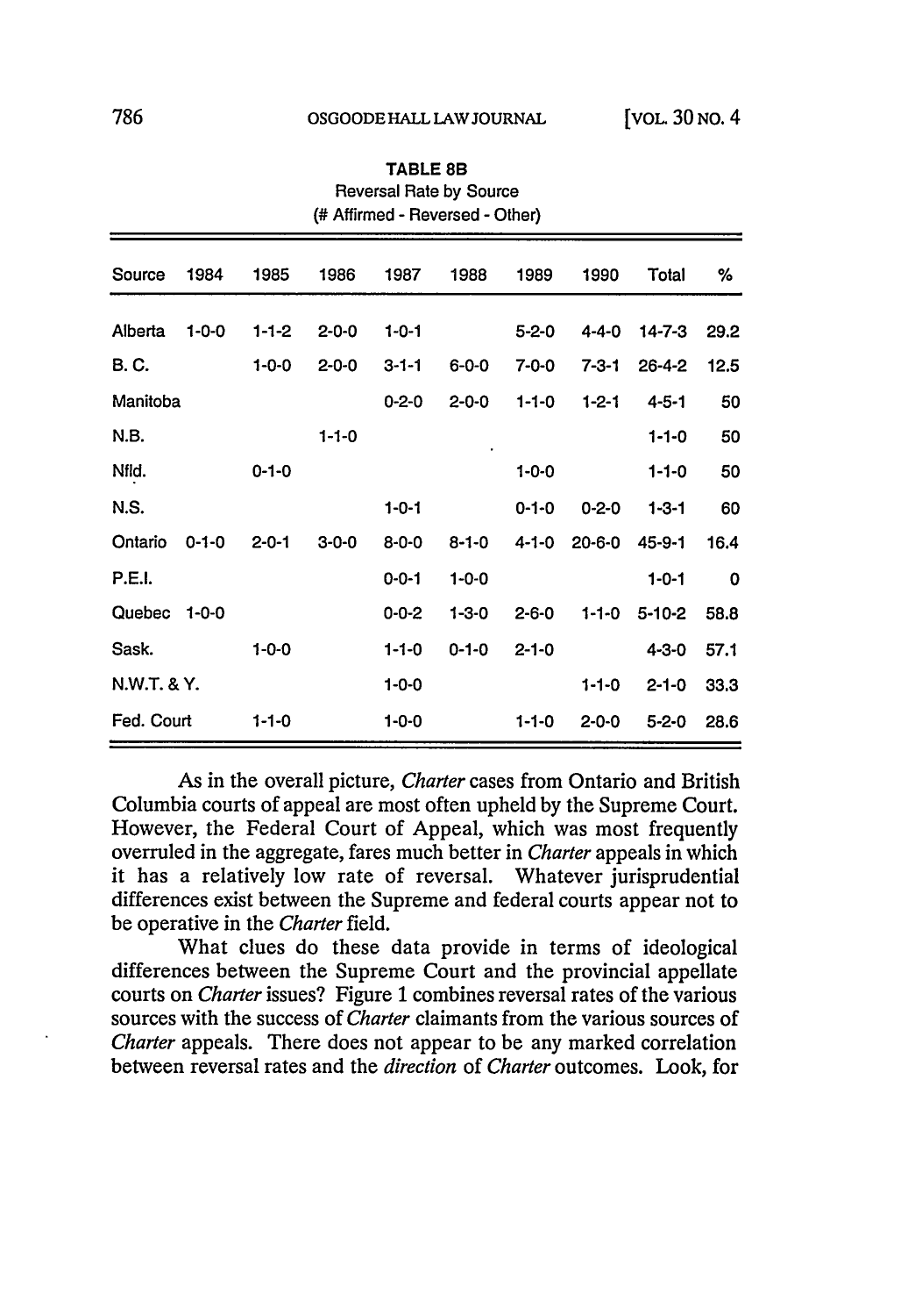**TABLE 8B**
Reversal Rate by Source
(# Affirmed - Reversed - Other)

| Source | 1984 | 1985 | 1986 | 1987 | 1988 | 1989 | 1990 | Total | % |
|---|---|---|---|---|---|---|---|---|---|
| Alberta | 1-0-0 | 1-1-2 | 2-0-0 | 1-0-1 | | 5-2-0 | 4-4-0 | 14-7-3 | 29.2 |
| B. C. | | 1-0-0 | 2-0-0 | 3-1-1 | 6-0-0 | 7-0-0 | 7-3-1 | 26-4-2 | 12.5 |
| Manitoba | | | | 0-2-0 | 2-0-0 | 1-1-0 | 1-2-1 | 4-5-1 | 50 |
| N.B. | | | 1-1-0 | | | | | 1-1-0 | 50 |
| Nfld. | | 0-1-0 | | | | 1-0-0 | | 1-1-0 | 50 |
| N.S. | | | | 1-0-1 | | 0-1-0 | 0-2-0 | 1-3-1 | 60 |
| Ontario | 0-1-0 | 2-0-1 | 3-0-0 | 8-0-0 | 8-1-0 | 4-1-0 | 20-6-0 | 45-9-1 | 16.4 |
| P.E.I. | | | | 0-0-1 | 1-0-0 | | | 1-0-1 | 0 |
| Quebec | 1-0-0 | | | 0-0-2 | 1-3-0 | 2-6-0 | 1-1-0 | 5-10-2 | 58.8 |
| Sask. | | 1-0-0 | | 1-1-0 | 0-1-0 | 2-1-0 | | 4-3-0 | 57.1 |
| N.W.T. & Y. | | | | 1-0-0 | | | 1-1-0 | 2-1-0 | 33.3 |
| Fed. Court | | 1-1-0 | | 1-0-0 | | 1-1-0 | 2-0-0 | 5-2-0 | 28.6 |

As in the overall picture, *Charter* cases from Ontario and British Columbia courts of appeal are most often upheld by the Supreme Court. However, the Federal Court of Appeal, which was most frequently overruled in the aggregate, fares much better in *Charter* appeals in which it has a relatively low rate of reversal. Whatever jurisprudential differences exist between the Supreme and federal courts appear not to be operative in the *Charter* field.

What clues do these data provide in terms of ideological differences between the Supreme Court and the provincial appellate courts on *Charter* issues? Figure 1 combines reversal rates of the various sources with the success of *Charter* claimants from the various sources of *Charter* appeals. There does not appear to be any marked correlation between reversal rates and the *direction* of *Charter* outcomes. Look, for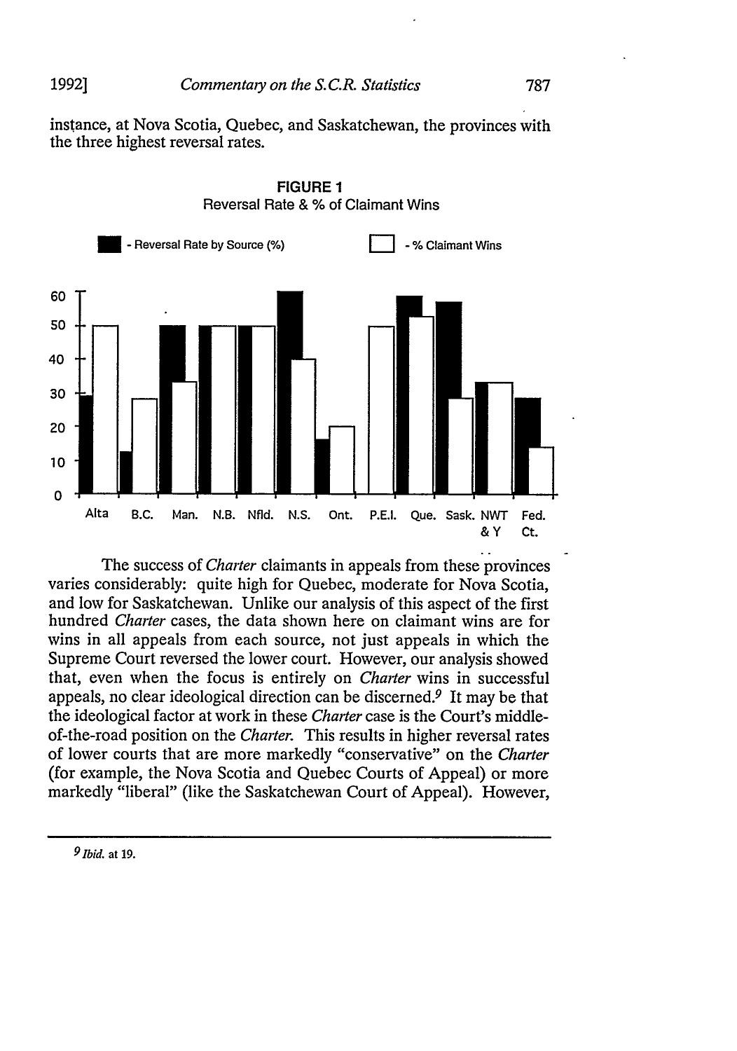instance, at Nova Scotia, Quebec, and Saskatchewan, the provinces with the three highest reversal rates.

**FIGURE 1**
Reversal Rate & % of Claimant Wins

■ - Reversal Rate by Source (%) □ - % Claimant Wins

The success of *Charter* claimants in appeals from these provinces varies considerably: quite high for Quebec, moderate for Nova Scotia, and low for Saskatchewan. Unlike our analysis of this aspect of the first hundred *Charter* cases, the data shown here on claimant wins are for wins in all appeals from each source, not just appeals in which the Supreme Court reversed the lower court. However, our analysis showed that, even when the focus is entirely on *Charter* wins in successful appeals, no clear ideological direction can be discerned.[9] It may be that the ideological factor at work in these *Charter* case is the Court's middle-of-the-road position on the *Charter*. This results in higher reversal rates of lower courts that are more markedly "conservative" on the *Charter* (for example, the Nova Scotia and Quebec Courts of Appeal) or more markedly "liberal" (like the Saskatchewan Court of Appeal). However,

---

[9] *Ibid.* at 19.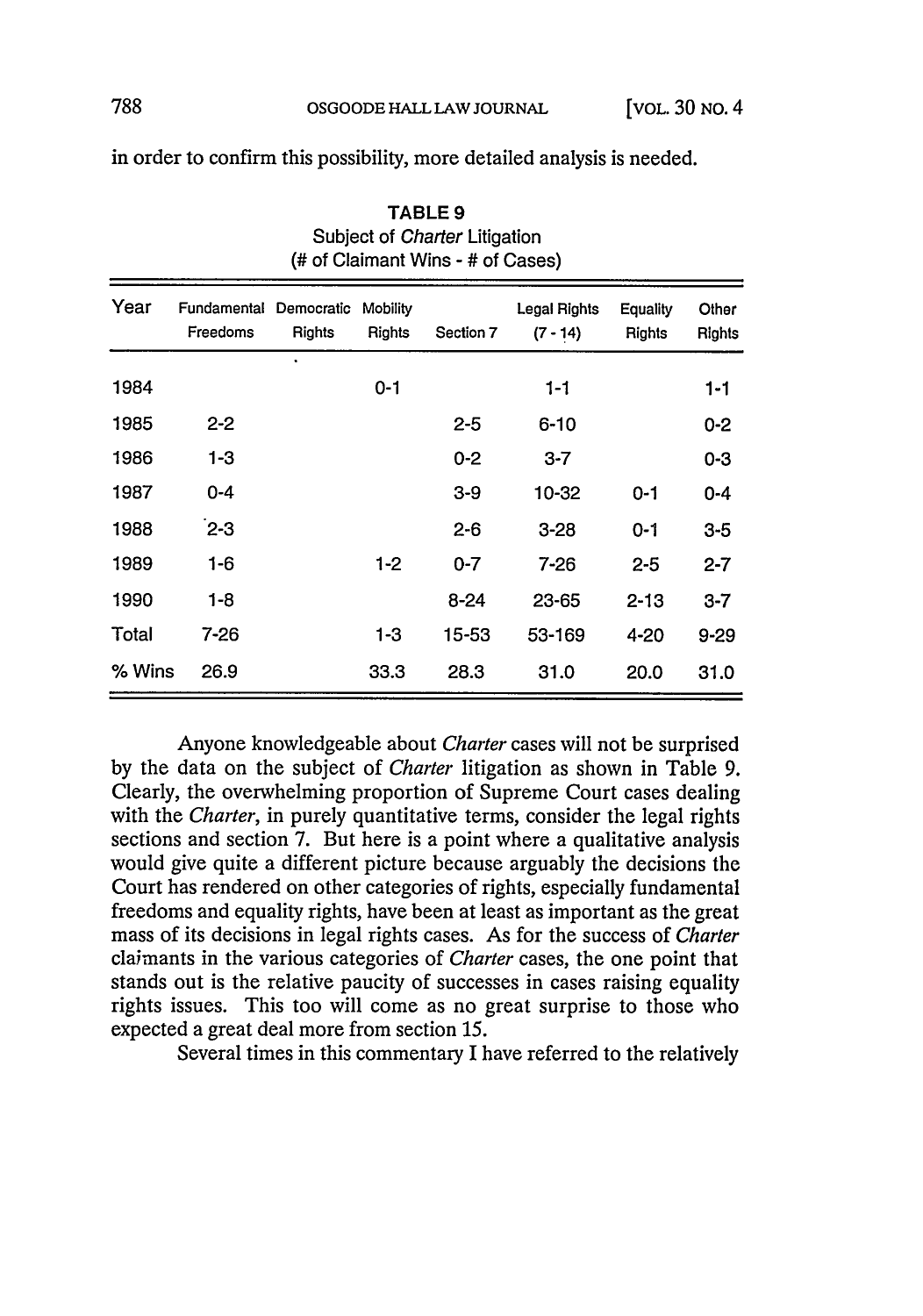in order to confirm this possibility, more detailed analysis is needed.

TABLE 9
Subject of *Charter* Litigation
(# of Claimant Wins - # of Cases)

| Year | Fundamental Freedoms | Democratic Rights | Mobility Rights | Section 7 | Legal Rights (7 - 14) | Equality Rights | Other Rights |
|---|---|---|---|---|---|---|---|
| 1984 | | | 0-1 | | 1-1 | | 1-1 |
| 1985 | 2-2 | | | 2-5 | 6-10 | | 0-2 |
| 1986 | 1-3 | | | 0-2 | 3-7 | | 0-3 |
| 1987 | 0-4 | | | 3-9 | 10-32 | 0-1 | 0-4 |
| 1988 | 2-3 | | | 2-6 | 3-28 | 0-1 | 3-5 |
| 1989 | 1-6 | | 1-2 | 0-7 | 7-26 | 2-5 | 2-7 |
| 1990 | 1-8 | | | 8-24 | 23-65 | 2-13 | 3-7 |
| Total | 7-26 | | 1-3 | 15-53 | 53-169 | 4-20 | 9-29 |
| % Wins | 26.9 | | 33.3 | 28.3 | 31.0 | 20.0 | 31.0 |

Anyone knowledgeable about *Charter* cases will not be surprised by the data on the subject of *Charter* litigation as shown in Table 9. Clearly, the overwhelming proportion of Supreme Court cases dealing with the *Charter*, in purely quantitative terms, consider the legal rights sections and section 7. But here is a point where a qualitative analysis would give quite a different picture because arguably the decisions the Court has rendered on other categories of rights, especially fundamental freedoms and equality rights, have been at least as important as the great mass of its decisions in legal rights cases. As for the success of *Charter* claimants in the various categories of *Charter* cases, the one point that stands out is the relative paucity of successes in cases raising equality rights issues. This too will come as no great surprise to those who expected a great deal more from section 15.

Several times in this commentary I have referred to the relatively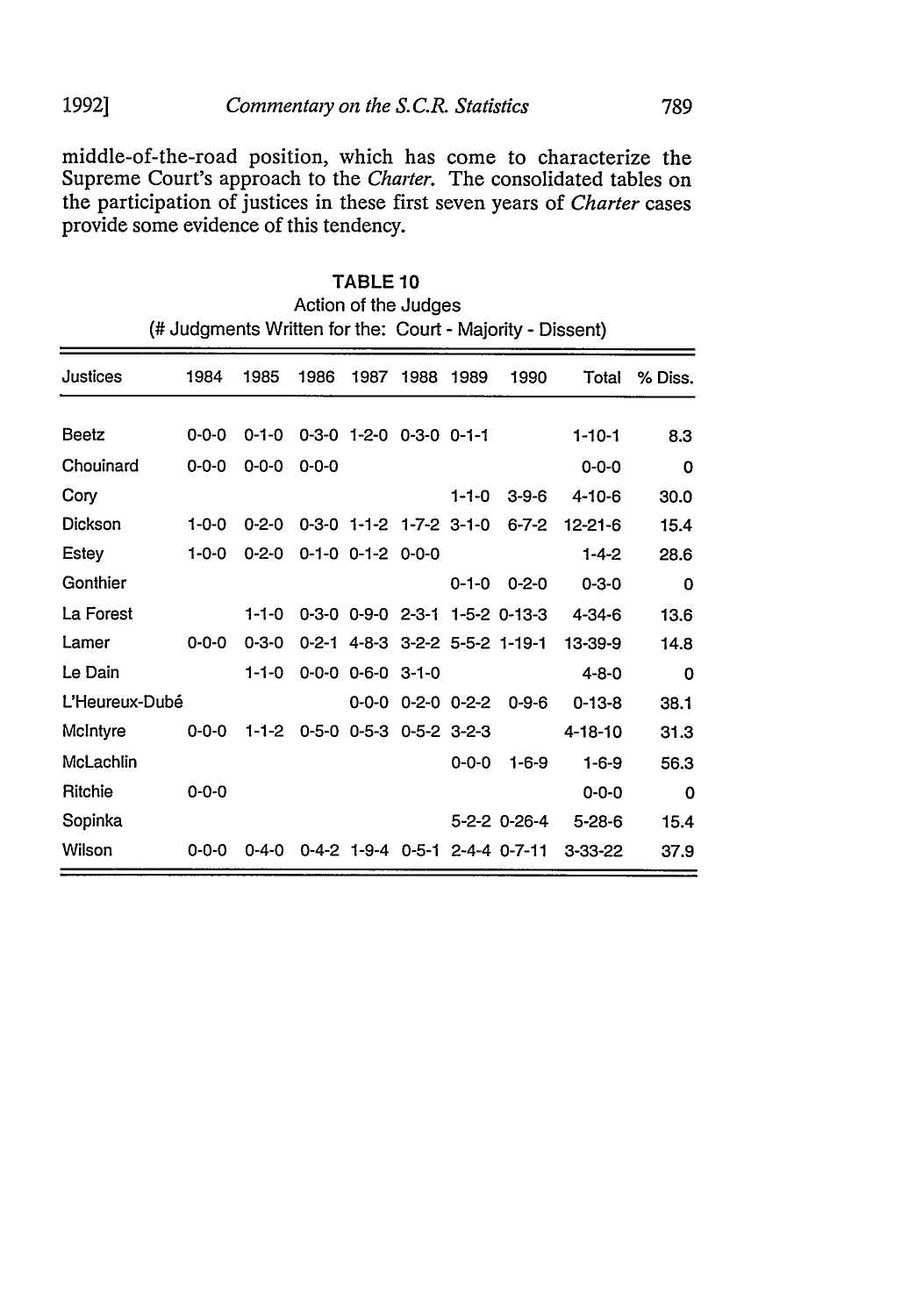middle-of-the-road position, which has come to characterize the Supreme Court's approach to the *Charter*. The consolidated tables on the participation of justices in these first seven years of *Charter* cases provide some evidence of this tendency.

**TABLE 10**
Action of the Judges
(# Judgments Written for the: Court - Majority - Dissent)

| Justices | 1984 | 1985 | 1986 | 1987 | 1988 | 1989 | 1990 | Total | % Diss. |
|---|---|---|---|---|---|---|---|---|---|
| Beetz | 0-0-0 | 0-1-0 | 0-3-0 | 1-2-0 | 0-3-0 | 0-1-1 | | 1-10-1 | 8.3 |
| Chouinard | 0-0-0 | 0-0-0 | 0-0-0 | | | | | 0-0-0 | 0 |
| Cory | | | | | | 1-1-0 | 3-9-6 | 4-10-6 | 30.0 |
| Dickson | 1-0-0 | 0-2-0 | 0-3-0 | 1-1-2 | 1-7-2 | 3-1-0 | 6-7-2 | 12-21-6 | 15.4 |
| Estey | 1-0-0 | 0-2-0 | 0-1-0 | 0-1-2 | 0-0-0 | | | 1-4-2 | 28.6 |
| Gonthier | | | | | | 0-1-0 | 0-2-0 | 0-3-0 | 0 |
| La Forest | | 1-1-0 | 0-3-0 | 0-9-0 | 2-3-1 | 1-5-2 | 0-13-3 | 4-34-6 | 13.6 |
| Lamer | 0-0-0 | 0-3-0 | 0-2-1 | 4-8-3 | 3-2-2 | 5-5-2 | 1-19-1 | 13-39-9 | 14.8 |
| Le Dain | | 1-1-0 | 0-0-0 | 0-6-0 | 3-1-0 | | | 4-8-0 | 0 |
| L'Heureux-Dubé | | | | 0-0-0 | 0-2-0 | 0-2-2 | 0-9-6 | 0-13-8 | 38.1 |
| McIntyre | 0-0-0 | 1-1-2 | 0-5-0 | 0-5-3 | 0-5-2 | 3-2-3 | | 4-18-10 | 31.3 |
| McLachlin | | | | | | 0-0-0 | 1-6-9 | 1-6-9 | 56.3 |
| Ritchie | 0-0-0 | | | | | | | 0-0-0 | 0 |
| Sopinka | | | | | | 5-2-2 | 0-26-4 | 5-28-6 | 15.4 |
| Wilson | 0-0-0 | 0-4-0 | 0-4-2 | 1-9-4 | 0-5-1 | 2-4-4 | 0-7-11 | 3-33-22 | 37.9 |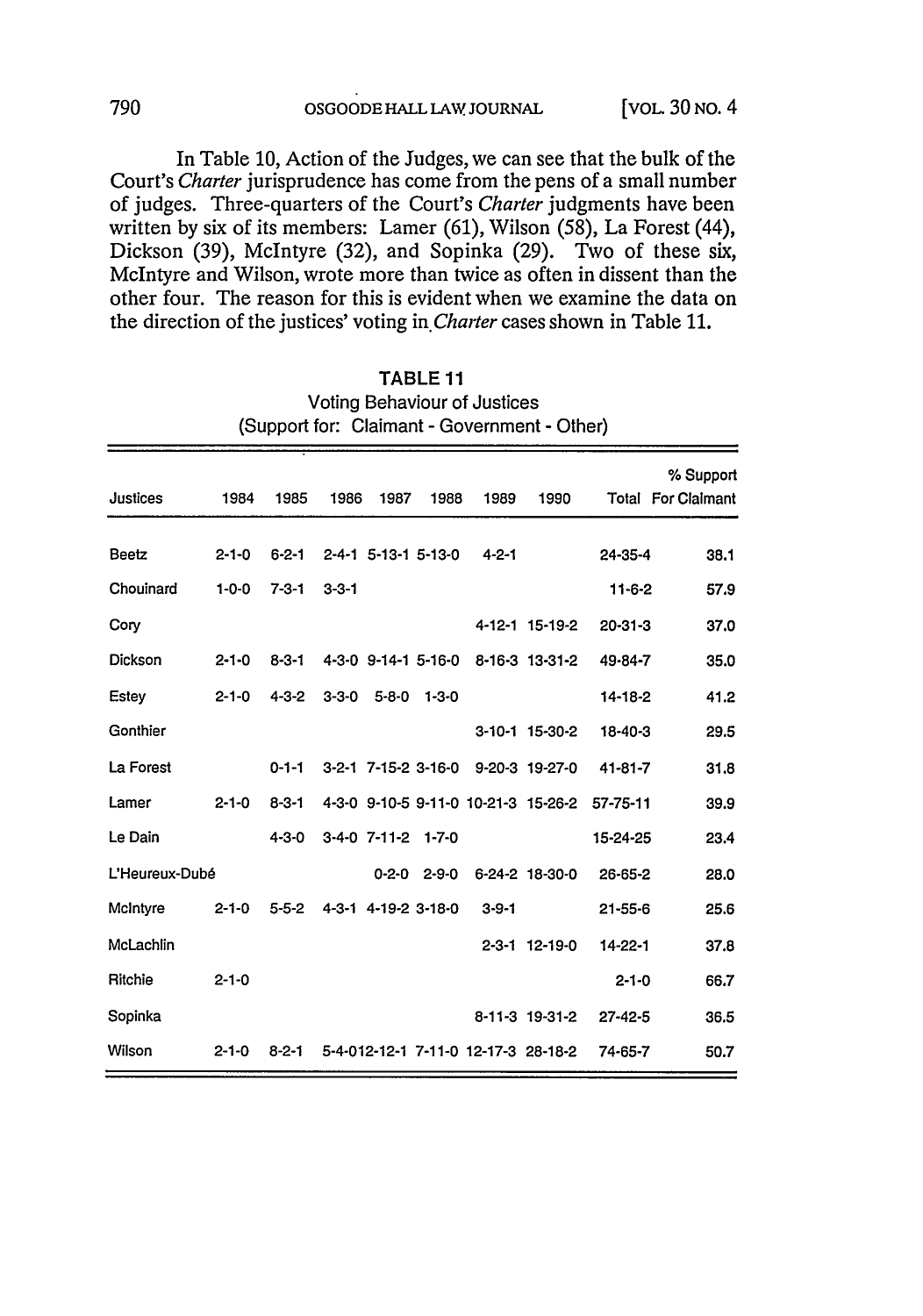In Table 10, Action of the Judges, we can see that the bulk of the Court's *Charter* jurisprudence has come from the pens of a small number of judges. Three-quarters of the Court's *Charter* judgments have been written by six of its members: Lamer (61), Wilson (58), La Forest (44), Dickson (39), McIntyre (32), and Sopinka (29). Two of these six, McIntyre and Wilson, wrote more than twice as often in dissent than the other four. The reason for this is evident when we examine the data on the direction of the justices' voting in *Charter* cases shown in Table 11.

**TABLE 11**
Voting Behaviour of Justices
(Support for: Claimant - Government - Other)

| Justices | 1984 | 1985 | 1986 | 1987 | 1988 | 1989 | 1990 | Total | % Support For Claimant |
|---|---|---|---|---|---|---|---|---|---|
| Beetz | 2-1-0 | 6-2-1 | 2-4-1 | 5-13-1 | 5-13-0 | 4-2-1 | | 24-35-4 | 38.1 |
| Chouinard | 1-0-0 | 7-3-1 | 3-3-1 | | | | | 11-6-2 | 57.9 |
| Cory | | | | | | 4-12-1 | 15-19-2 | 20-31-3 | 37.0 |
| Dickson | 2-1-0 | 8-3-1 | 4-3-0 | 9-14-1 | 5-16-0 | 8-16-3 | 13-31-2 | 49-84-7 | 35.0 |
| Estey | 2-1-0 | 4-3-2 | 3-3-0 | 5-8-0 | 1-3-0 | | | 14-18-2 | 41.2 |
| Gonthier | | | | | | 3-10-1 | 15-30-2 | 18-40-3 | 29.5 |
| La Forest | | 0-1-1 | 3-2-1 | 7-15-2 | 3-16-0 | 9-20-3 | 19-27-0 | 41-81-7 | 31.8 |
| Lamer | 2-1-0 | 8-3-1 | 4-3-0 | 9-10-5 | 9-11-0 | 10-21-3 | 15-26-2 | 57-75-11 | 39.9 |
| Le Dain | | 4-3-0 | 3-4-0 | 7-11-2 | 1-7-0 | | | 15-24-25 | 23.4 |
| L'Heureux-Dubé | | | | 0-2-0 | 2-9-0 | 6-24-2 | 18-30-0 | 26-65-2 | 28.0 |
| McIntyre | 2-1-0 | 5-5-2 | 4-3-1 | 4-19-2 | 3-18-0 | 3-9-1 | | 21-55-6 | 25.6 |
| McLachlin | | | | | | 2-3-1 | 12-19-0 | 14-22-1 | 37.8 |
| Ritchie | 2-1-0 | | | | | | | 2-1-0 | 66.7 |
| Sopinka | | | | | | 8-11-3 | 19-31-2 | 27-42-5 | 36.5 |
| Wilson | 2-1-0 | 8-2-1 | 5-4-0 | 12-12-1 | 7-11-0 | 12-17-3 | 28-18-2 | 74-65-7 | 50.7 |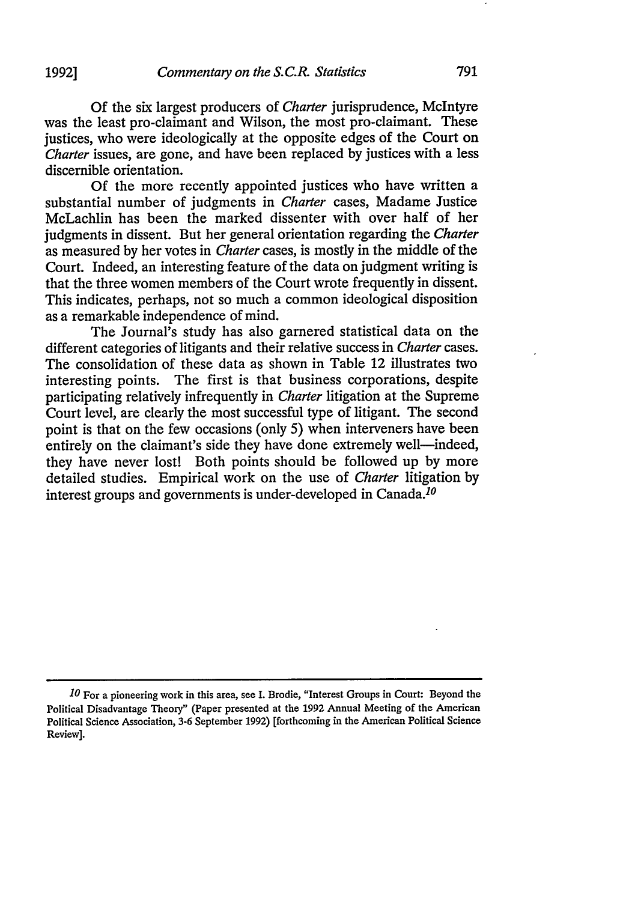Of the six largest producers of *Charter* jurisprudence, McIntyre was the least pro-claimant and Wilson, the most pro-claimant. These justices, who were ideologically at the opposite edges of the Court on *Charter* issues, are gone, and have been replaced by justices with a less discernible orientation.

Of the more recently appointed justices who have written a substantial number of judgments in *Charter* cases, Madame Justice McLachlin has been the marked dissenter with over half of her judgments in dissent. But her general orientation regarding the *Charter* as measured by her votes in *Charter* cases, is mostly in the middle of the Court. Indeed, an interesting feature of the data on judgment writing is that the three women members of the Court wrote frequently in dissent. This indicates, perhaps, not so much a common ideological disposition as a remarkable independence of mind.

The Journal's study has also garnered statistical data on the different categories of litigants and their relative success in *Charter* cases. The consolidation of these data as shown in Table 12 illustrates two interesting points. The first is that business corporations, despite participating relatively infrequently in *Charter* litigation at the Supreme Court level, are clearly the most successful type of litigant. The second point is that on the few occasions (only 5) when interveners have been entirely on the claimant's side they have done extremely well—indeed, they have never lost! Both points should be followed up by more detailed studies. Empirical work on the use of *Charter* litigation by interest groups and governments is under-developed in Canada.[10]

---

[10] For a pioneering work in this area, see I. Brodie, "Interest Groups in Court: Beyond the Political Disadvantage Theory" (Paper presented at the 1992 Annual Meeting of the American Political Science Association, 3-6 September 1992) [forthcoming in the American Political Science Review].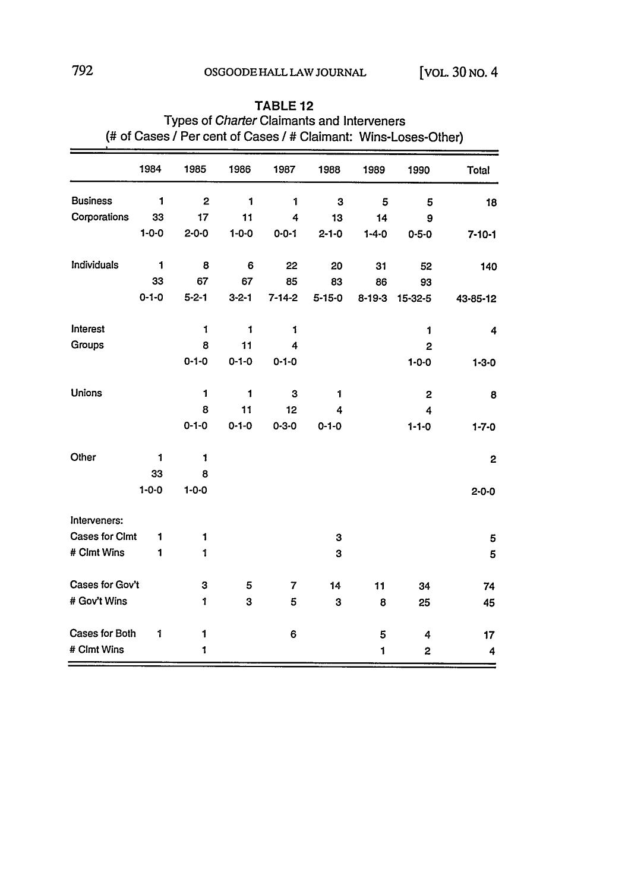**TABLE 12**
Types of *Charter* Claimants and Interveners
(# of Cases / Per cent of Cases / # Claimant: Wins-Loses-Other)

| | 1984 | 1985 | 1986 | 1987 | 1988 | 1989 | 1990 | Total |
|---|---|---|---|---|---|---|---|---|
| Business Corporations | 1 | 2 | 1 | 1 | 3 | 5 | 5 | 18 |
| | 33 | 17 | 11 | 4 | 13 | 14 | 9 | |
| | 1-0-0 | 2-0-0 | 1-0-0 | 0-0-1 | 2-1-0 | 1-4-0 | 0-5-0 | 7-10-1 |
| Individuals | 1 | 8 | 6 | 22 | 20 | 31 | 52 | 140 |
| | 33 | 67 | 67 | 85 | 83 | 86 | 93 | |
| | 0-1-0 | 5-2-1 | 3-2-1 | 7-14-2 | 5-15-0 | 8-19-3 | 15-32-5 | 43-85-12 |
| Interest Groups | | 1 | 1 | 1 | | | 1 | 4 |
| | | 8 | 11 | 4 | | | 2 | |
| | | 0-1-0 | 0-1-0 | 0-1-0 | | | 1-0-0 | 1-3-0 |
| Unions | | 1 | 1 | 3 | 1 | | 2 | 8 |
| | | 8 | 11 | 12 | 4 | | 4 | |
| | | 0-1-0 | 0-1-0 | 0-3-0 | 0-1-0 | | 1-1-0 | 1-7-0 |
| Other | 1 | 1 | | | | | | 2 |
| | 33 | 8 | | | | | | |
| | 1-0-0 | 1-0-0 | | | | | | 2-0-0 |
| Interveners: | | | | | | | | |
| Cases for Clmt | 1 | 1 | | | 3 | | | 5 |
| # Clmt Wins | 1 | 1 | | | 3 | | | 5 |
| Cases for Gov't | | 3 | 5 | 7 | 14 | 11 | 34 | 74 |
| # Gov't Wins | | 1 | 3 | 5 | 3 | 8 | 25 | 45 |
| Cases for Both | 1 | 1 | | 6 | | 5 | 4 | 17 |
| # Clmt Wins | | 1 | | | | 1 | 2 | 4 |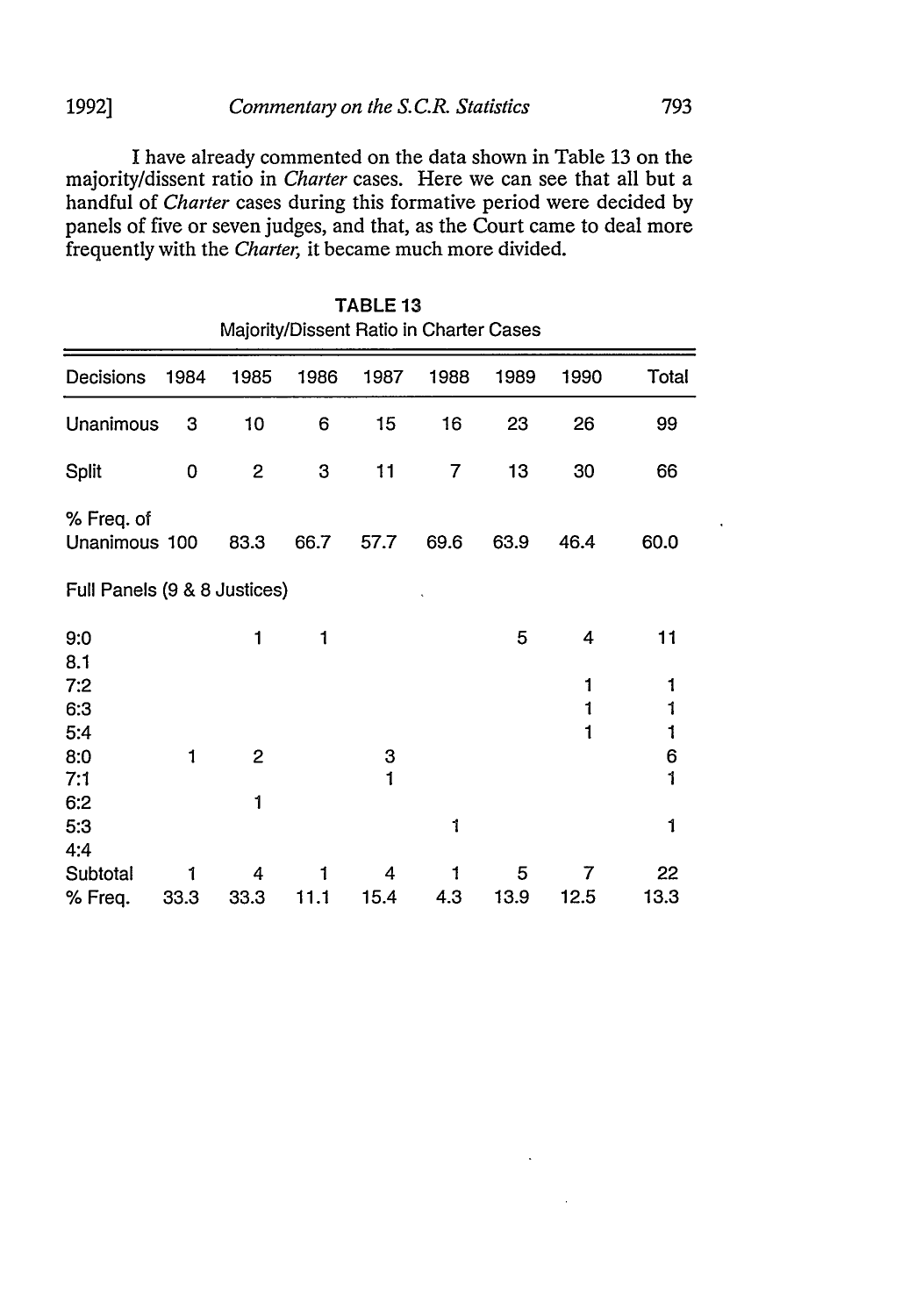I have already commented on the data shown in Table 13 on the majority/dissent ratio in *Charter* cases. Here we can see that all but a handful of *Charter* cases during this formative period were decided by panels of five or seven judges, and that, as the Court came to deal more frequently with the *Charter*, it became much more divided.

**TABLE 13**
Majority/Dissent Ratio in Charter Cases

| Decisions | 1984 | 1985 | 1986 | 1987 | 1988 | 1989 | 1990 | Total |
|---|---|---|---|---|---|---|---|---|
| Unanimous | 3 | 10 | 6 | 15 | 16 | 23 | 26 | 99 |
| Split | 0 | 2 | 3 | 11 | 7 | 13 | 30 | 66 |
| % Freq. of Unanimous | 100 | 83.3 | 66.7 | 57.7 | 69.6 | 63.9 | 46.4 | 60.0 |
| Full Panels (9 & 8 Justices) | | | | | | | | |
| 9:0 | | 1 | 1 | | | 5 | 4 | 11 |
| 8.1 | | | | | | | | |
| 7:2 | | | | | | | 1 | 1 |
| 6:3 | | | | | | | 1 | 1 |
| 5:4 | | | | | | | 1 | 1 |
| 8:0 | 1 | 2 | | 3 | | | | 6 |
| 7:1 | | | | 1 | | | | 1 |
| 6:2 | | 1 | | | | | | |
| 5:3 | | | | | 1 | | | 1 |
| 4:4 | | | | | | | | |
| Subtotal | 1 | 4 | 1 | 4 | 1 | 5 | 7 | 22 |
| % Freq. | 33.3 | 33.3 | 11.1 | 15.4 | 4.3 | 13.9 | 12.5 | 13.3 |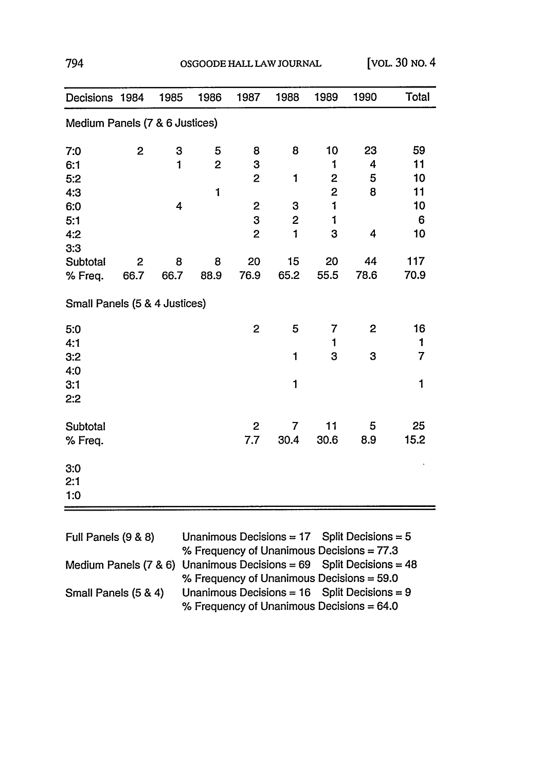| Decisions | 1984 | 1985 | 1986 | 1987 | 1988 | 1989 | 1990 | Total |
|---|---|---|---|---|---|---|---|---|
| Medium Panels (7 & 6 Justices) | | | | | | | | |
| 7:0 | 2 | 3 | 5 | 8 | 8 | 10 | 23 | 59 |
| 6:1 | | 1 | 2 | 3 | | 1 | 4 | 11 |
| 5:2 | | | | 2 | 1 | 2 | 5 | 10 |
| 4:3 | | | 1 | | | 2 | 8 | 11 |
| 6:0 | | 4 | | 2 | 3 | 1 | | 10 |
| 5:1 | | | | 3 | 2 | 1 | | 6 |
| 4:2 | | | | 2 | 1 | 3 | 4 | 10 |
| 3:3 | | | | | | | | |
| Subtotal | 2 | 8 | 8 | 20 | 15 | 20 | 44 | 117 |
| % Freq. | 66.7 | 66.7 | 88.9 | 76.9 | 65.2 | 55.5 | 78.6 | 70.9 |
| Small Panels (5 & 4 Justices) | | | | | | | | |
| 5:0 | | | | 2 | 5 | 7 | 2 | 16 |
| 4:1 | | | | | | 1 | | 1 |
| 3:2 | | | | | 1 | 3 | 3 | 7 |
| 4:0 | | | | | | | | |
| 3:1 | | | | | 1 | | | 1 |
| 2:2 | | | | | | | | |
| Subtotal | | | | 2 | 7 | 11 | 5 | 25 |
| % Freq. | | | | 7.7 | 30.4 | 30.6 | 8.9 | 15.2 |
| 3:0 | | | | | | | | |
| 2:1 | | | | | | | | |
| 1:0 | | | | | | | | |

| | |
|---|---|
| Full Panels (9 & 8) | Unanimous Decisions = 17 Split Decisions = 5<br>% Frequency of Unanimous Decisions = 77.3 |
| Medium Panels (7 & 6) | Unanimous Decisions = 69 Split Decisions = 48<br>% Frequency of Unanimous Decisions = 59.0 |
| Small Panels (5 & 4) | Unanimous Decisions = 16 Split Decisions = 9<br>% Frequency of Unanimous Decisions = 64.0 |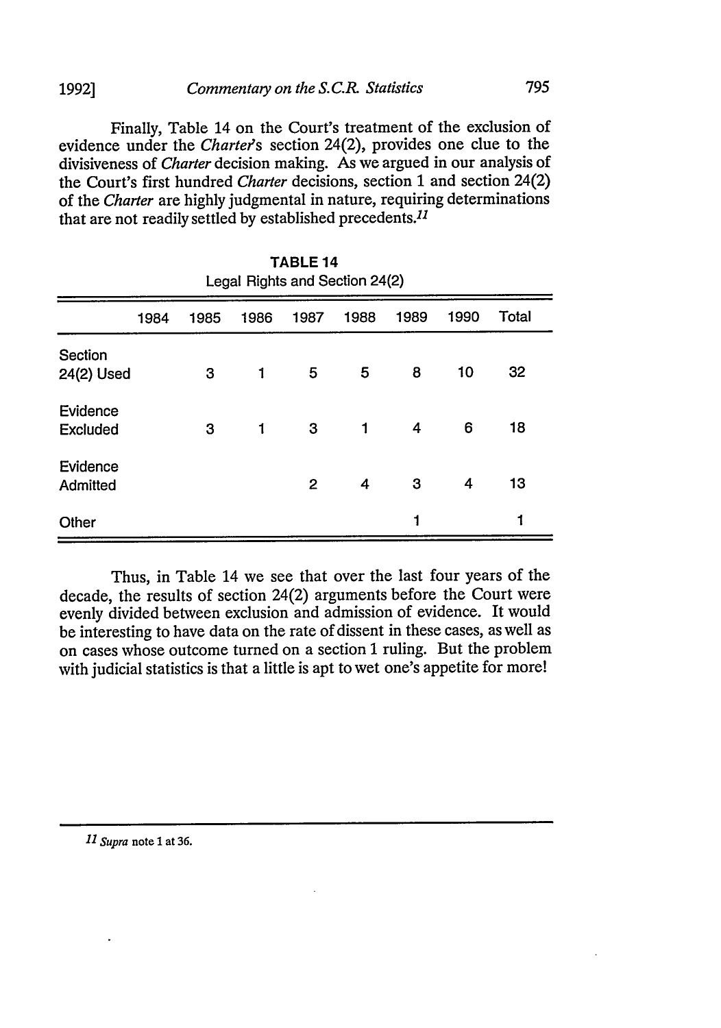Finally, Table 14 on the Court's treatment of the exclusion of evidence under the *Charter*'s section 24(2), provides one clue to the divisiveness of *Charter* decision making. As we argued in our analysis of the Court's first hundred *Charter* decisions, section 1 and section 24(2) of the *Charter* are highly judgmental in nature, requiring determinations that are not readily settled by established precedents.[11]

**TABLE 14**

Legal Rights and Section 24(2)

| | 1984 | 1985 | 1986 | 1987 | 1988 | 1989 | 1990 | Total |
|---|---|---|---|---|---|---|---|---|
| Section 24(2) Used | | 3 | 1 | 5 | 5 | 8 | 10 | 32 |
| Evidence Excluded | | 3 | 1 | 3 | 1 | 4 | 6 | 18 |
| Evidence Admitted | | | | 2 | 4 | 3 | 4 | 13 |
| Other | | | | | | 1 | | 1 |

Thus, in Table 14 we see that over the last four years of the decade, the results of section 24(2) arguments before the Court were evenly divided between exclusion and admission of evidence. It would be interesting to have data on the rate of dissent in these cases, as well as on cases whose outcome turned on a section 1 ruling. But the problem with judicial statistics is that a little is apt to wet one's appetite for more!

---

[11] *Supra* note 1 at 36.